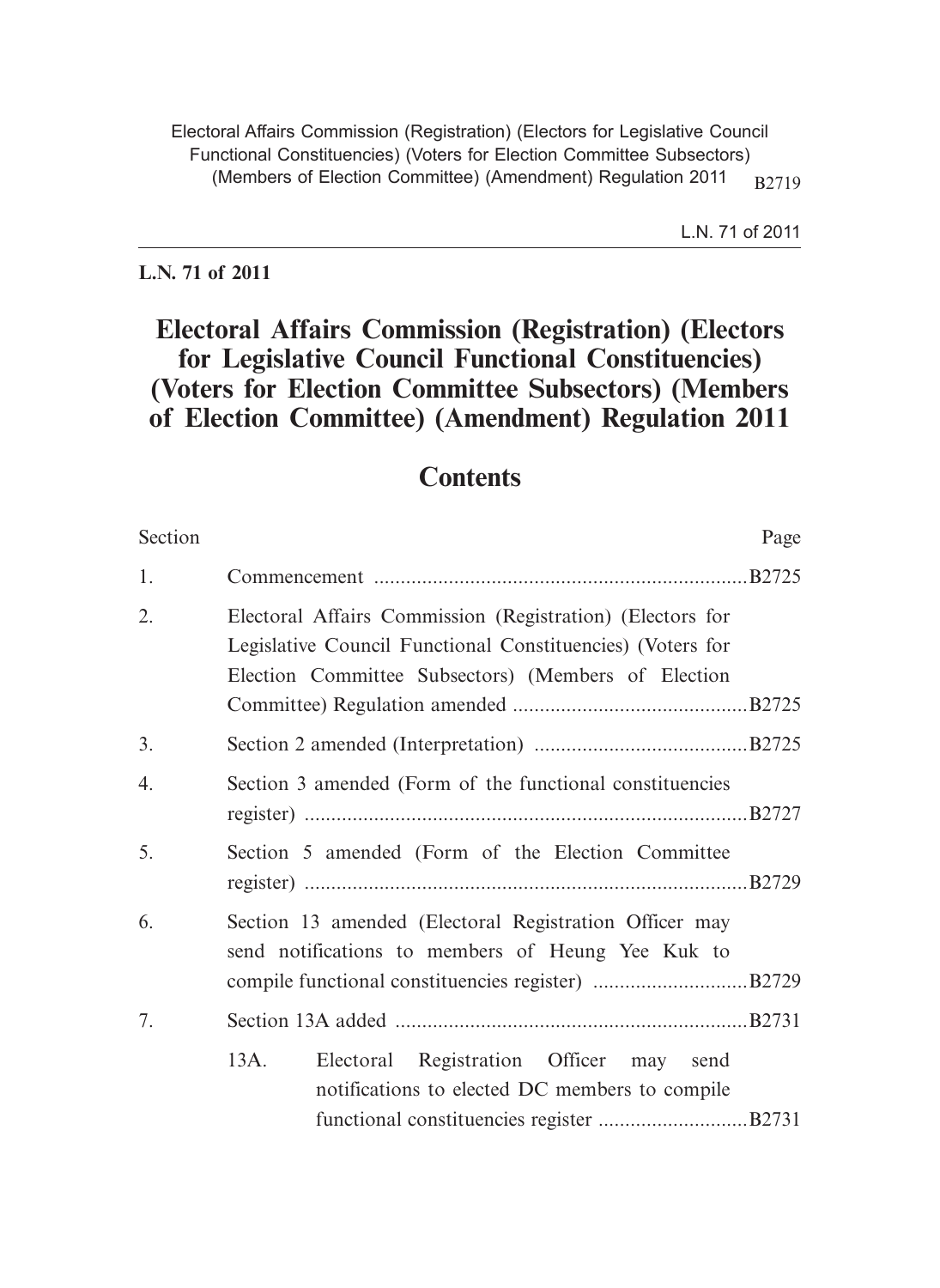**L.N. 71 of 2011**

# Electoral Affairs Commission (Registration) (Electors for Legislative Council Functional Constituencies) (Voters for Election Committee Subsectors) (Members of Election Committee) (Amendment) Regulation 2011

## Contents

| Section | | Page |
|---|---|---|
| 1. | Commencement | B2725 |
| 2. | Electoral Affairs Commission (Registration) (Electors for Legislative Council Functional Constituencies) (Voters for Election Committee Subsectors) (Members of Election Committee) Regulation amended | B2725 |
| 3. | Section 2 amended (Interpretation) | B2725 |
| 4. | Section 3 amended (Form of the functional constituencies register) | B2727 |
| 5. | Section 5 amended (Form of the Election Committee register) | B2729 |
| 6. | Section 13 amended (Electoral Registration Officer may send notifications to members of Heung Yee Kuk to compile functional constituencies register) | B2729 |
| 7. | Section 13A added | B2731 |
| | 13A. Electoral Registration Officer may send notifications to elected DC members to compile functional constituencies register | B2731 |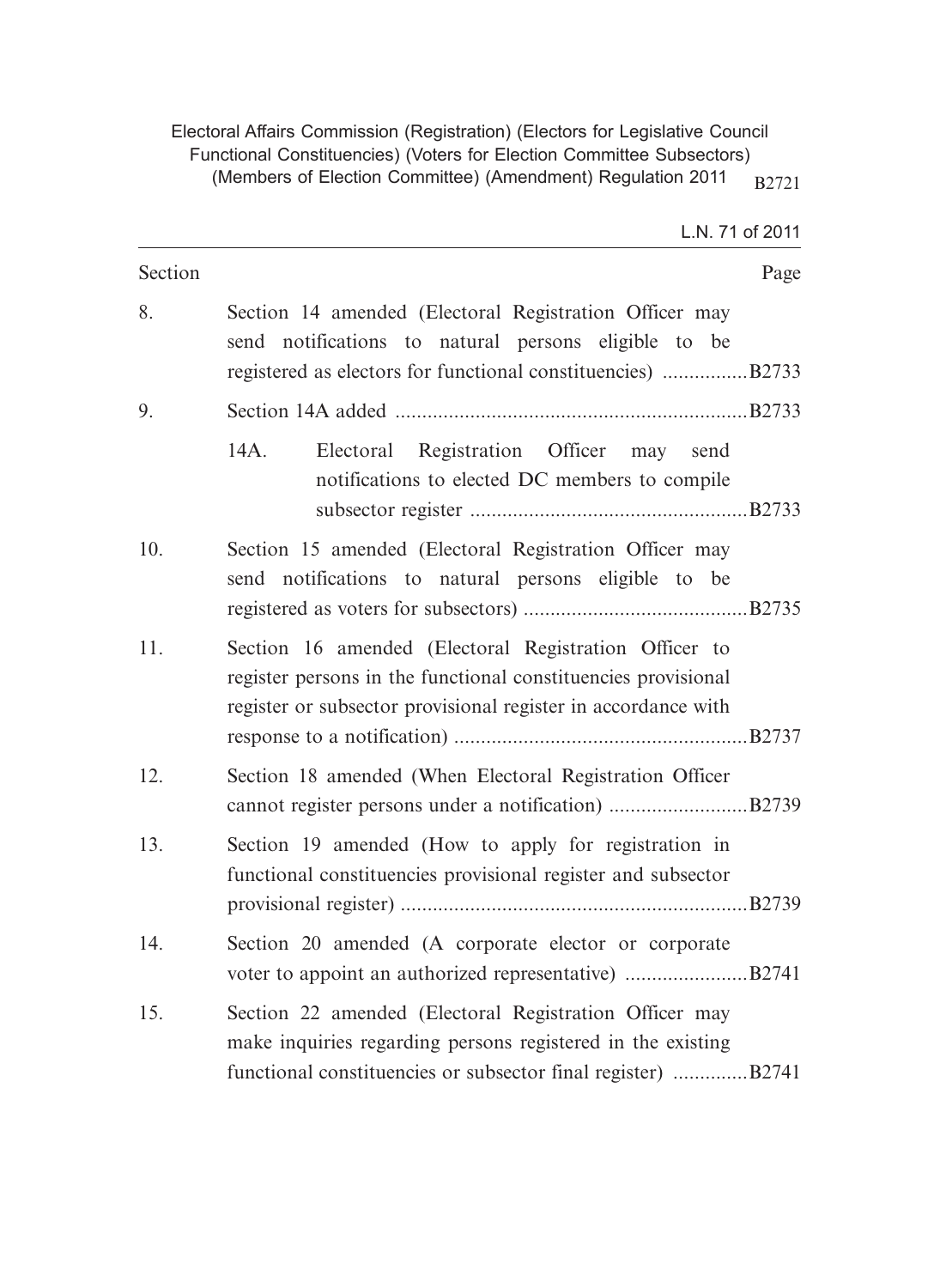| Section | | Page |
|---|---|---|
| 8. | Section 14 amended (Electoral Registration Officer may send notifications to natural persons eligible to be registered as electors for functional constituencies) | B2733 |
| 9. | Section 14A added | B2733 |
| | 14A. Electoral Registration Officer may send notifications to elected DC members to compile subsector register | B2733 |
| 10. | Section 15 amended (Electoral Registration Officer may send notifications to natural persons eligible to be registered as voters for subsectors) | B2735 |
| 11. | Section 16 amended (Electoral Registration Officer to register persons in the functional constituencies provisional register or subsector provisional register in accordance with response to a notification) | B2737 |
| 12. | Section 18 amended (When Electoral Registration Officer cannot register persons under a notification) | B2739 |
| 13. | Section 19 amended (How to apply for registration in functional constituencies provisional register and subsector provisional register) | B2739 |
| 14. | Section 20 amended (A corporate elector or corporate voter to appoint an authorized representative) | B2741 |
| 15. | Section 22 amended (Electoral Registration Officer may make inquiries regarding persons registered in the existing functional constituencies or subsector final register) | B2741 |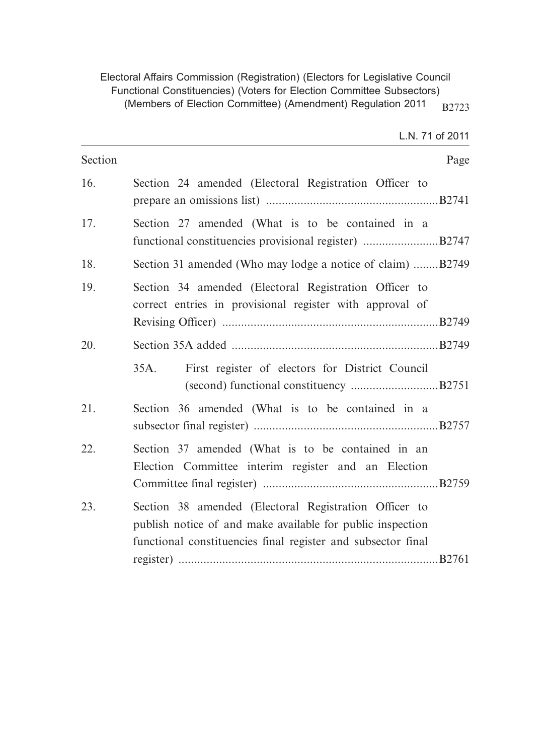| Section | | Page |
|---|---|---|
| 16. | Section 24 amended (Electoral Registration Officer to prepare an omissions list) | B2741 |
| 17. | Section 27 amended (What is to be contained in a functional constituencies provisional register) | B2747 |
| 18. | Section 31 amended (Who may lodge a notice of claim) | B2749 |
| 19. | Section 34 amended (Electoral Registration Officer to correct entries in provisional register with approval of Revising Officer) | B2749 |
| 20. | Section 35A added | B2749 |
| | 35A. First register of electors for District Council (second) functional constituency | B2751 |
| 21. | Section 36 amended (What is to be contained in a subsector final register) | B2757 |
| 22. | Section 37 amended (What is to be contained in an Election Committee interim register and an Election Committee final register) | B2759 |
| 23. | Section 38 amended (Electoral Registration Officer to publish notice of and make available for public inspection functional constituencies final register and subsector final register) | B2761 |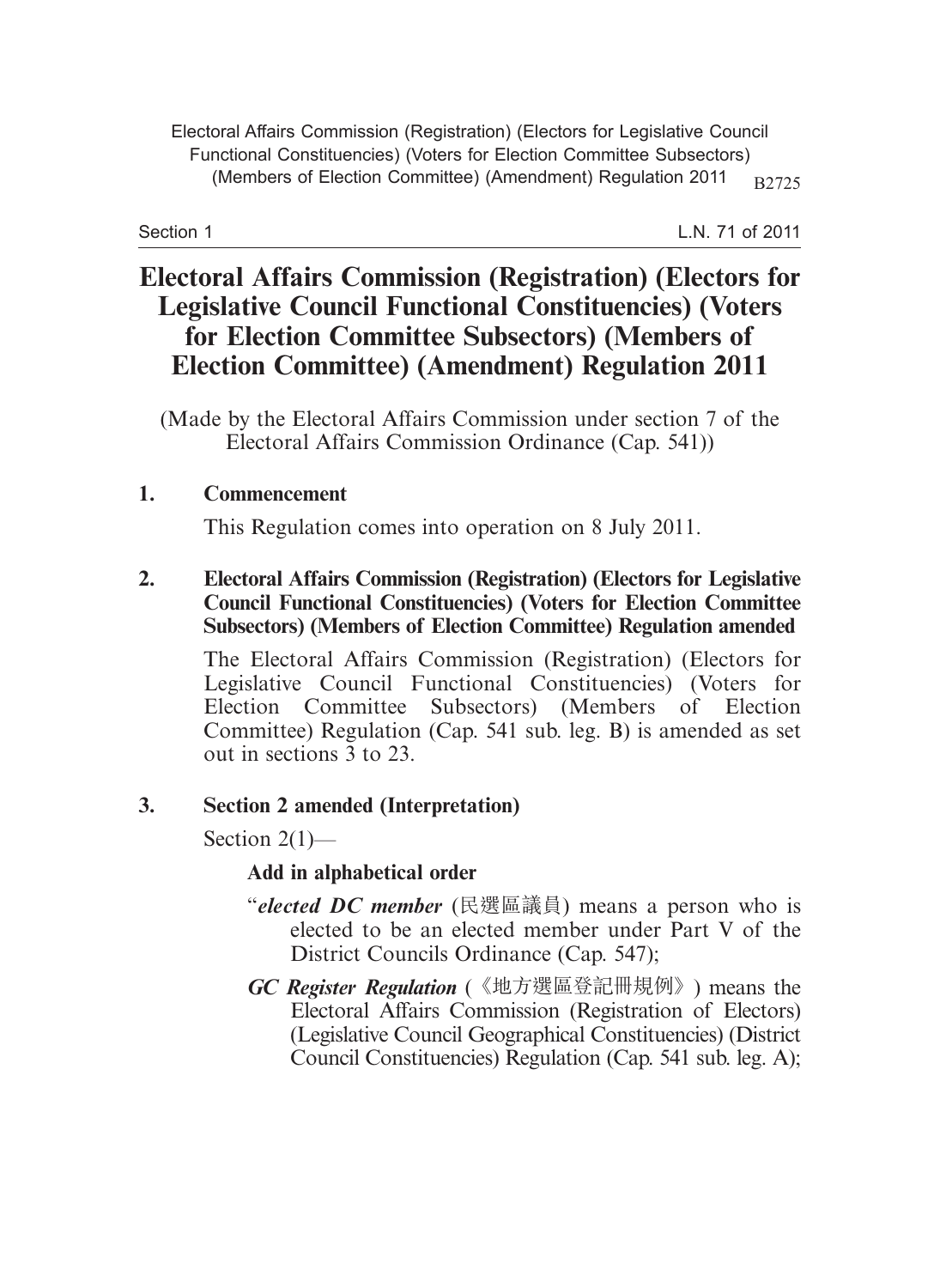# Electoral Affairs Commission (Registration) (Electors for Legislative Council Functional Constituencies) (Voters for Election Committee Subsectors) (Members of Election Committee) (Amendment) Regulation 2011

(Made by the Electoral Affairs Commission under section 7 of the Electoral Affairs Commission Ordinance (Cap. 541))

**1. Commencement**

This Regulation comes into operation on 8 July 2011.

**2. Electoral Affairs Commission (Registration) (Electors for Legislative Council Functional Constituencies) (Voters for Election Committee Subsectors) (Members of Election Committee) Regulation amended**

The Electoral Affairs Commission (Registration) (Electors for Legislative Council Functional Constituencies) (Voters for Election Committee Subsectors) (Members of Election Committee) Regulation (Cap. 541 sub. leg. B) is amended as set out in sections 3 to 23.

**3. Section 2 amended (Interpretation)**

Section 2(1)—

**Add in alphabetical order**

"***elected DC member*** (民選區議員) means a person who is elected to be an elected member under Part V of the District Councils Ordinance (Cap. 547);

***GC Register Regulation*** (《地方選區登記冊規例》) means the Electoral Affairs Commission (Registration of Electors) (Legislative Council Geographical Constituencies) (District Council Constituencies) Regulation (Cap. 541 sub. leg. A);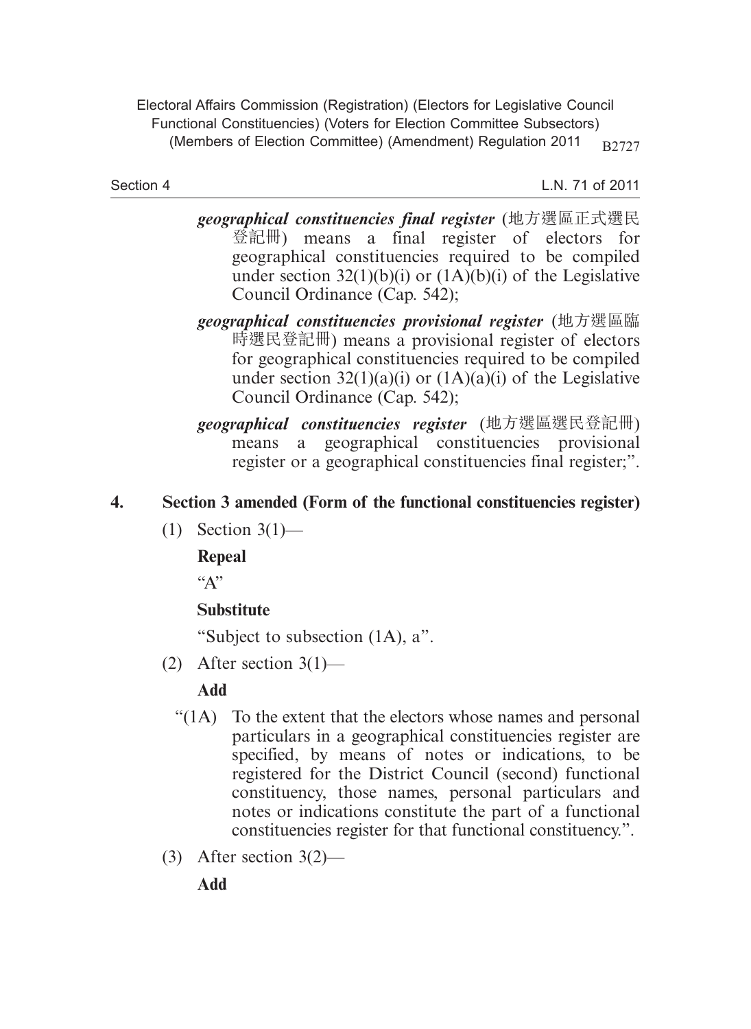***geographical constituencies final register*** (地方選區正式選民登記冊) means a final register of electors for geographical constituencies required to be compiled under section 32(1)(b)(i) or (1A)(b)(i) of the Legislative Council Ordinance (Cap. 542);

***geographical constituencies provisional register*** (地方選區臨時選民登記冊) means a provisional register of electors for geographical constituencies required to be compiled under section 32(1)(a)(i) or (1A)(a)(i) of the Legislative Council Ordinance (Cap. 542);

***geographical constituencies register*** (地方選區選民登記冊) means a geographical constituencies provisional register or a geographical constituencies final register;".

**4. Section 3 amended (Form of the functional constituencies register)**

(1) Section 3(1)—

**Repeal**

"A"

**Substitute**

"Subject to subsection (1A), a".

(2) After section 3(1)—

**Add**

"(1A) To the extent that the electors whose names and personal particulars in a geographical constituencies register are specified, by means of notes or indications, to be registered for the District Council (second) functional constituency, those names, personal particulars and notes or indications constitute the part of a functional constituencies register for that functional constituency.".

(3) After section 3(2)—

**Add**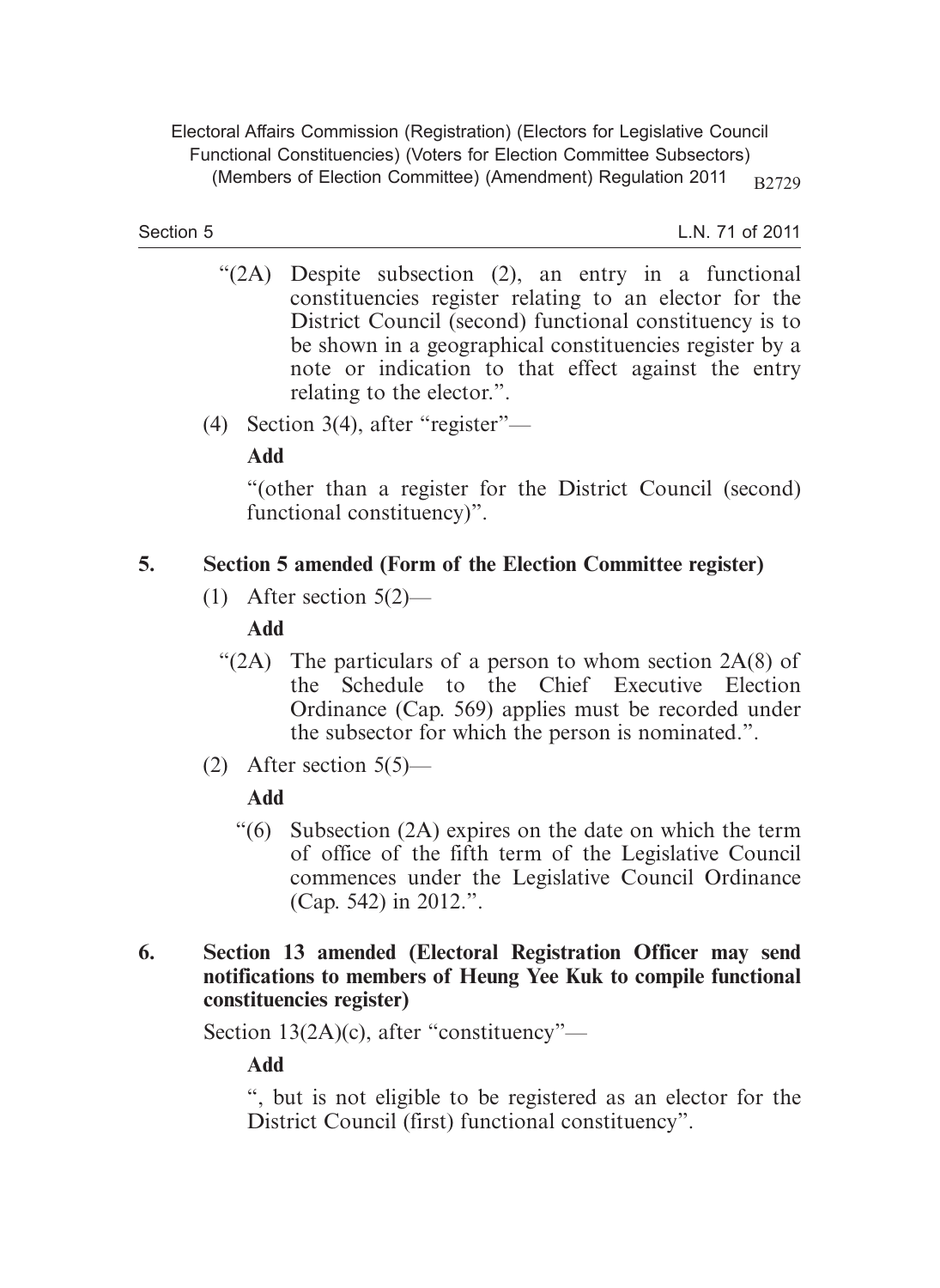"(2A) Despite subsection (2), an entry in a functional constituencies register relating to an elector for the District Council (second) functional constituency is to be shown in a geographical constituencies register by a note or indication to that effect against the entry relating to the elector.".

(4) Section 3(4), after "register"—

**Add**

"(other than a register for the District Council (second) functional constituency)".

## 5. Section 5 amended (Form of the Election Committee register)

(1) After section 5(2)—

**Add**

"(2A) The particulars of a person to whom section 2A(8) of the Schedule to the Chief Executive Election Ordinance (Cap. 569) applies must be recorded under the subsector for which the person is nominated.".

(2) After section 5(5)—

**Add**

"(6) Subsection (2A) expires on the date on which the term of office of the fifth term of the Legislative Council commences under the Legislative Council Ordinance (Cap. 542) in 2012.".

## 6. Section 13 amended (Electoral Registration Officer may send notifications to members of Heung Yee Kuk to compile functional constituencies register)

Section 13(2A)(c), after "constituency"—

**Add**

", but is not eligible to be registered as an elector for the District Council (first) functional constituency".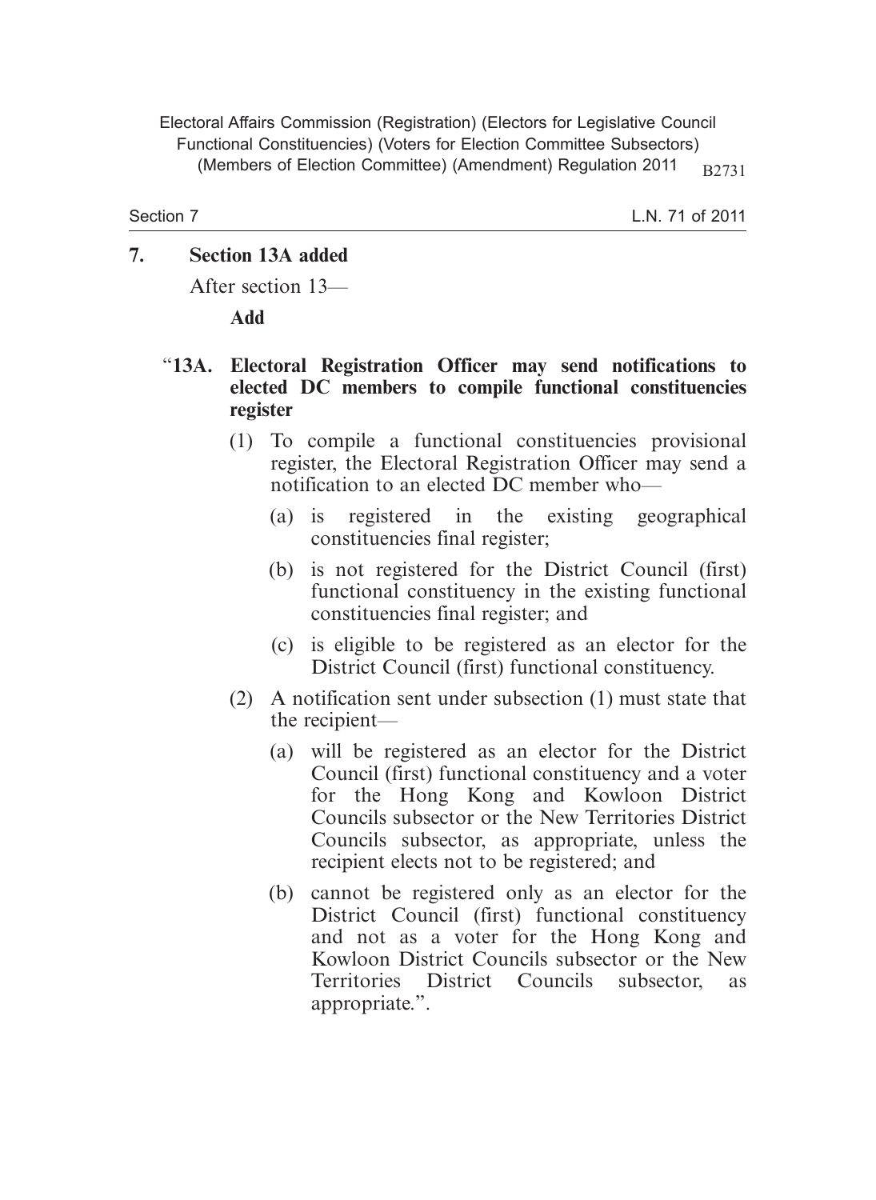## 7. Section 13A added

After section 13—

**Add**

### "13A. Electoral Registration Officer may send notifications to elected DC members to compile functional constituencies register

(1) To compile a functional constituencies provisional register, the Electoral Registration Officer may send a notification to an elected DC member who—

(a) is registered in the existing geographical constituencies final register;

(b) is not registered for the District Council (first) functional constituency in the existing functional constituencies final register; and

(c) is eligible to be registered as an elector for the District Council (first) functional constituency.

(2) A notification sent under subsection (1) must state that the recipient—

(a) will be registered as an elector for the District Council (first) functional constituency and a voter for the Hong Kong and Kowloon District Councils subsector or the New Territories District Councils subsector, as appropriate, unless the recipient elects not to be registered; and

(b) cannot be registered only as an elector for the District Council (first) functional constituency and not as a voter for the Hong Kong and Kowloon District Councils subsector or the New Territories District Councils subsector, as appropriate.".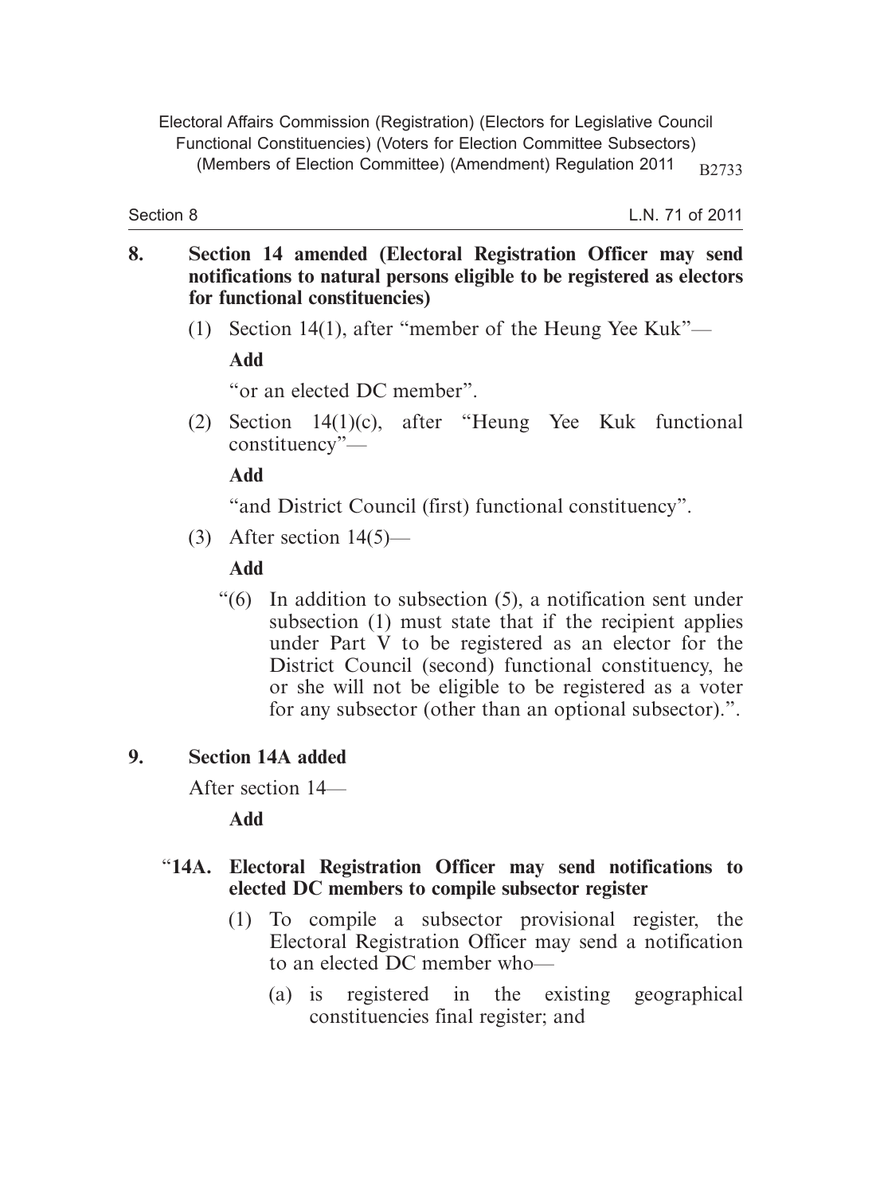**8. Section 14 amended (Electoral Registration Officer may send notifications to natural persons eligible to be registered as electors for functional constituencies)**

(1) Section 14(1), after "member of the Heung Yee Kuk"—

**Add**

"or an elected DC member".

(2) Section 14(1)(c), after "Heung Yee Kuk functional constituency"—

**Add**

"and District Council (first) functional constituency".

(3) After section 14(5)—

**Add**

"(6) In addition to subsection (5), a notification sent under subsection (1) must state that if the recipient applies under Part V to be registered as an elector for the District Council (second) functional constituency, he or she will not be eligible to be registered as a voter for any subsector (other than an optional subsector).".

**9. Section 14A added**

After section 14—

**Add**

"**14A. Electoral Registration Officer may send notifications to elected DC members to compile subsector register**

(1) To compile a subsector provisional register, the Electoral Registration Officer may send a notification to an elected DC member who—

(a) is registered in the existing geographical constituencies final register; and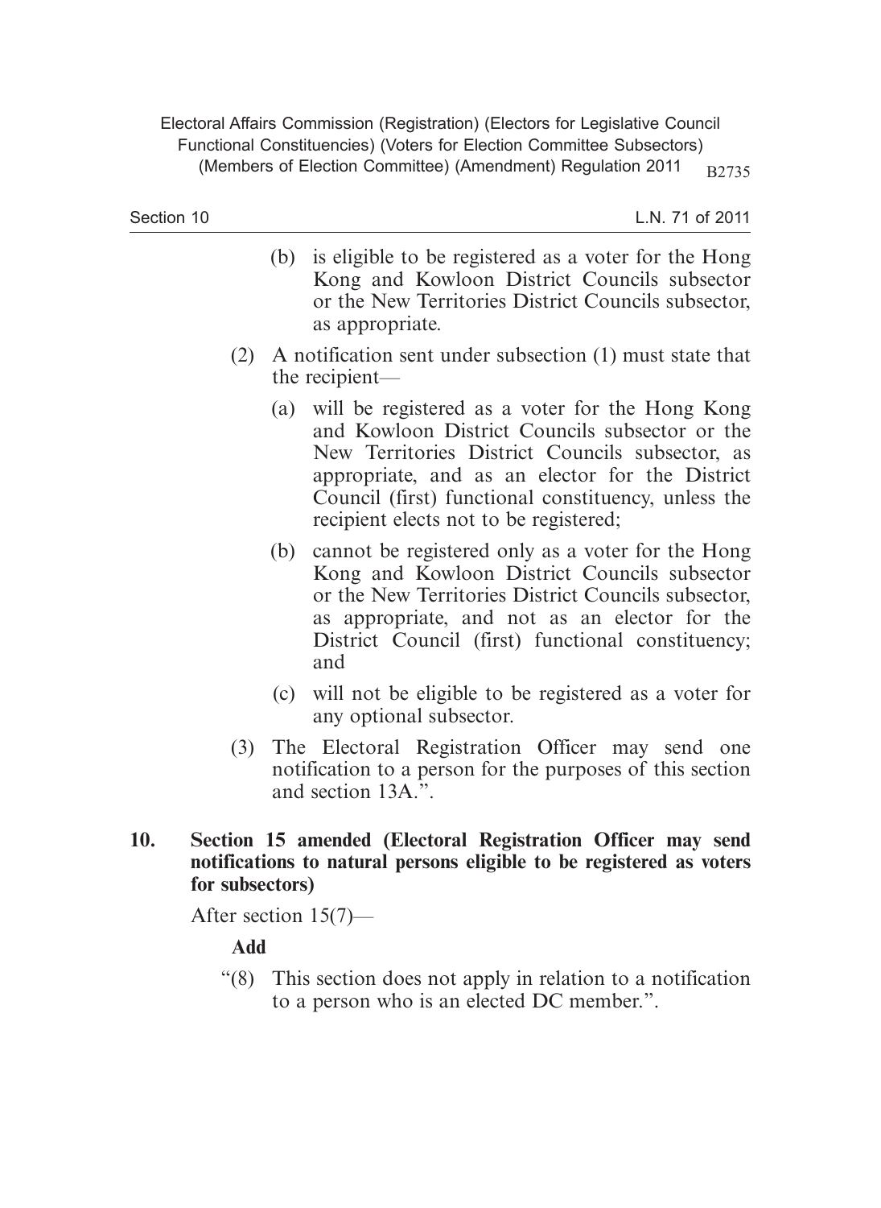(b) is eligible to be registered as a voter for the Hong Kong and Kowloon District Councils subsector or the New Territories District Councils subsector, as appropriate.

(2) A notification sent under subsection (1) must state that the recipient—

(a) will be registered as a voter for the Hong Kong and Kowloon District Councils subsector or the New Territories District Councils subsector, as appropriate, and as an elector for the District Council (first) functional constituency, unless the recipient elects not to be registered;

(b) cannot be registered only as a voter for the Hong Kong and Kowloon District Councils subsector or the New Territories District Councils subsector, as appropriate, and not as an elector for the District Council (first) functional constituency; and

(c) will not be eligible to be registered as a voter for any optional subsector.

(3) The Electoral Registration Officer may send one notification to a person for the purposes of this section and section 13A.".

**10. Section 15 amended (Electoral Registration Officer may send notifications to natural persons eligible to be registered as voters for subsectors)**

After section 15(7)—

**Add**

"(8) This section does not apply in relation to a notification to a person who is an elected DC member.".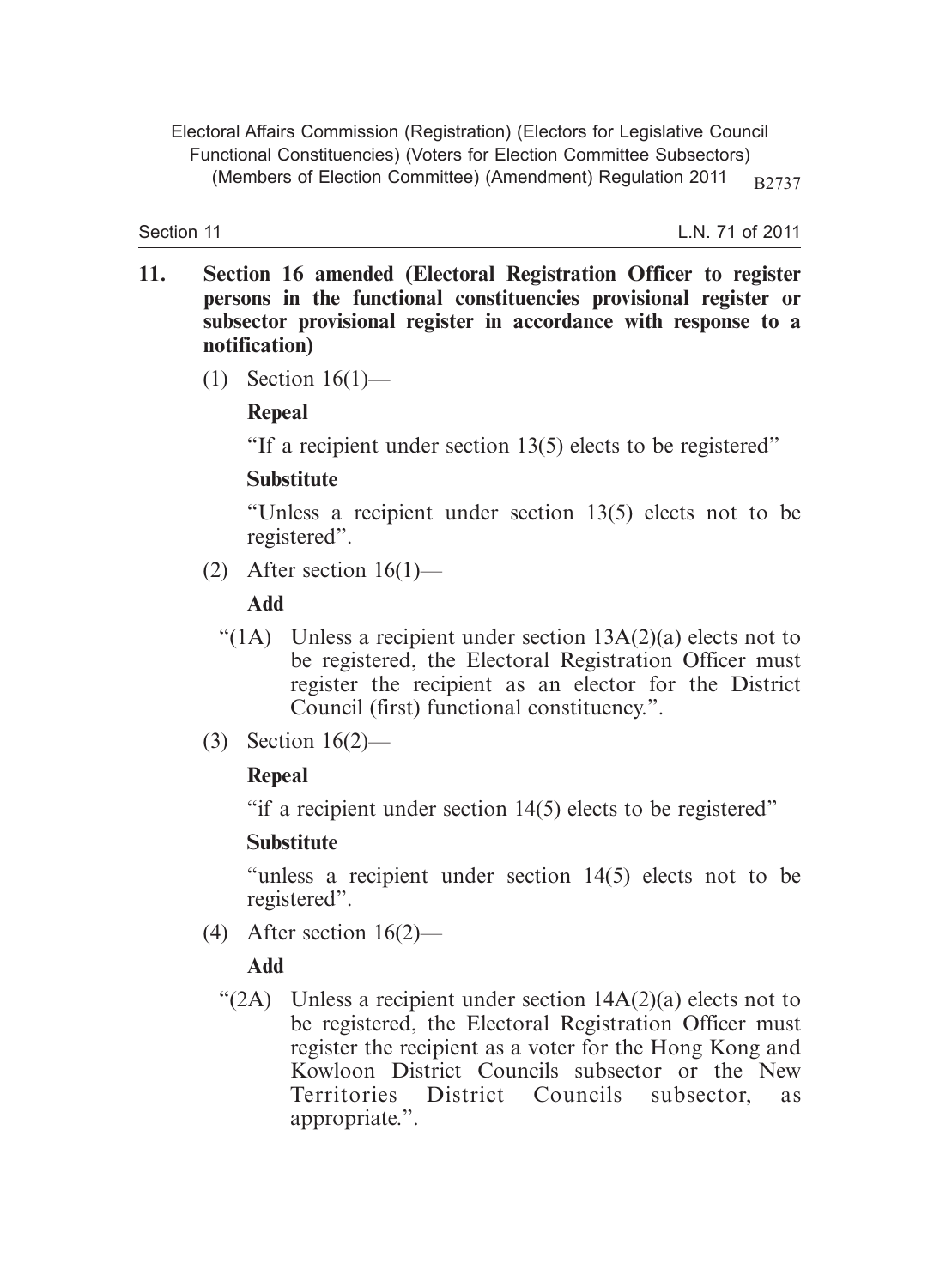**11. Section 16 amended (Electoral Registration Officer to register persons in the functional constituencies provisional register or subsector provisional register in accordance with response to a notification)**

(1) Section 16(1)—

**Repeal**

"If a recipient under section 13(5) elects to be registered"

**Substitute**

"Unless a recipient under section 13(5) elects not to be registered".

(2) After section 16(1)—

**Add**

"(1A) Unless a recipient under section 13A(2)(a) elects not to be registered, the Electoral Registration Officer must register the recipient as an elector for the District Council (first) functional constituency.".

(3) Section 16(2)—

**Repeal**

"if a recipient under section 14(5) elects to be registered"

**Substitute**

"unless a recipient under section 14(5) elects not to be registered".

(4) After section 16(2)—

**Add**

"(2A) Unless a recipient under section 14A(2)(a) elects not to be registered, the Electoral Registration Officer must register the recipient as a voter for the Hong Kong and Kowloon District Councils subsector or the New Territories District Councils subsector, as appropriate.".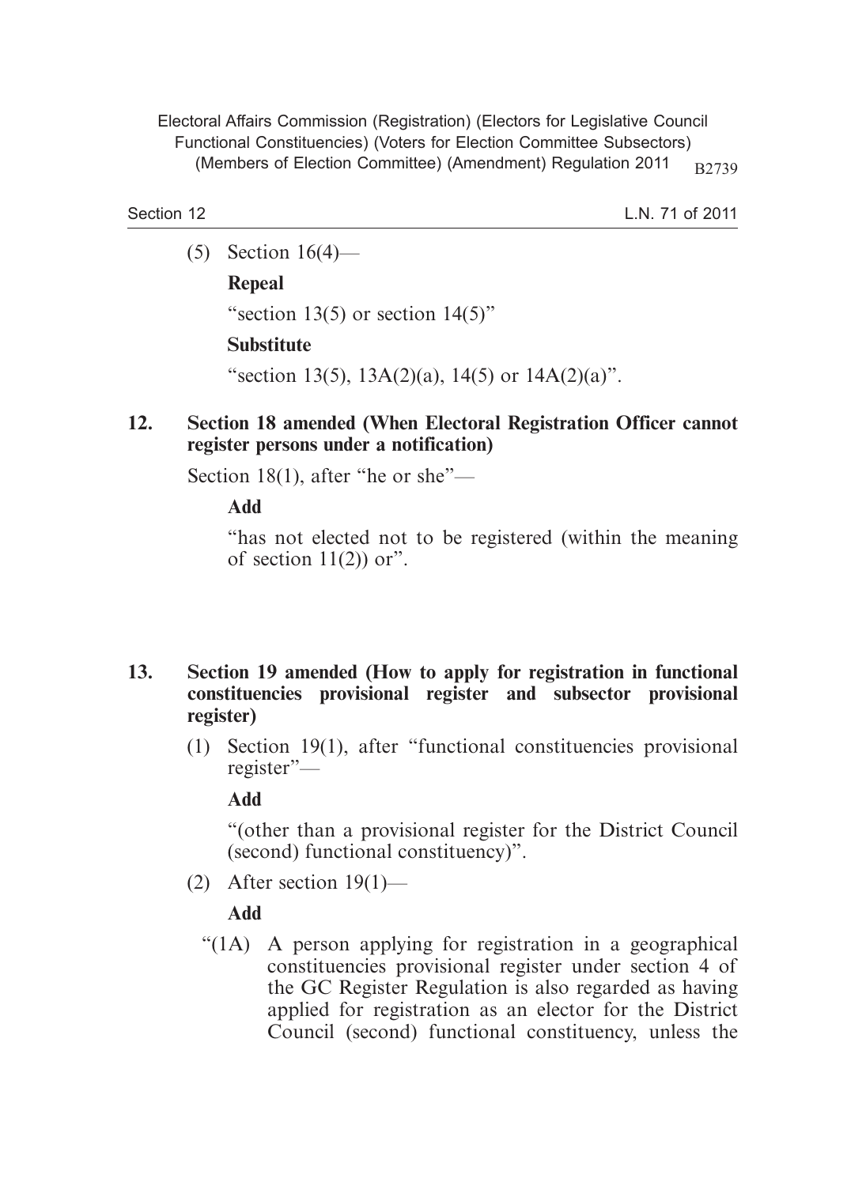(5) Section 16(4)—

**Repeal**

"section 13(5) or section 14(5)"

**Substitute**

"section 13(5), 13A(2)(a), 14(5) or 14A(2)(a)".

**12. Section 18 amended (When Electoral Registration Officer cannot register persons under a notification)**

Section 18(1), after "he or she"—

**Add**

"has not elected not to be registered (within the meaning of section 11(2)) or".

**13. Section 19 amended (How to apply for registration in functional constituencies provisional register and subsector provisional register)**

(1) Section 19(1), after "functional constituencies provisional register"—

**Add**

"(other than a provisional register for the District Council (second) functional constituency)".

(2) After section 19(1)—

**Add**

"(1A) A person applying for registration in a geographical constituencies provisional register under section 4 of the GC Register Regulation is also regarded as having applied for registration as an elector for the District Council (second) functional constituency, unless the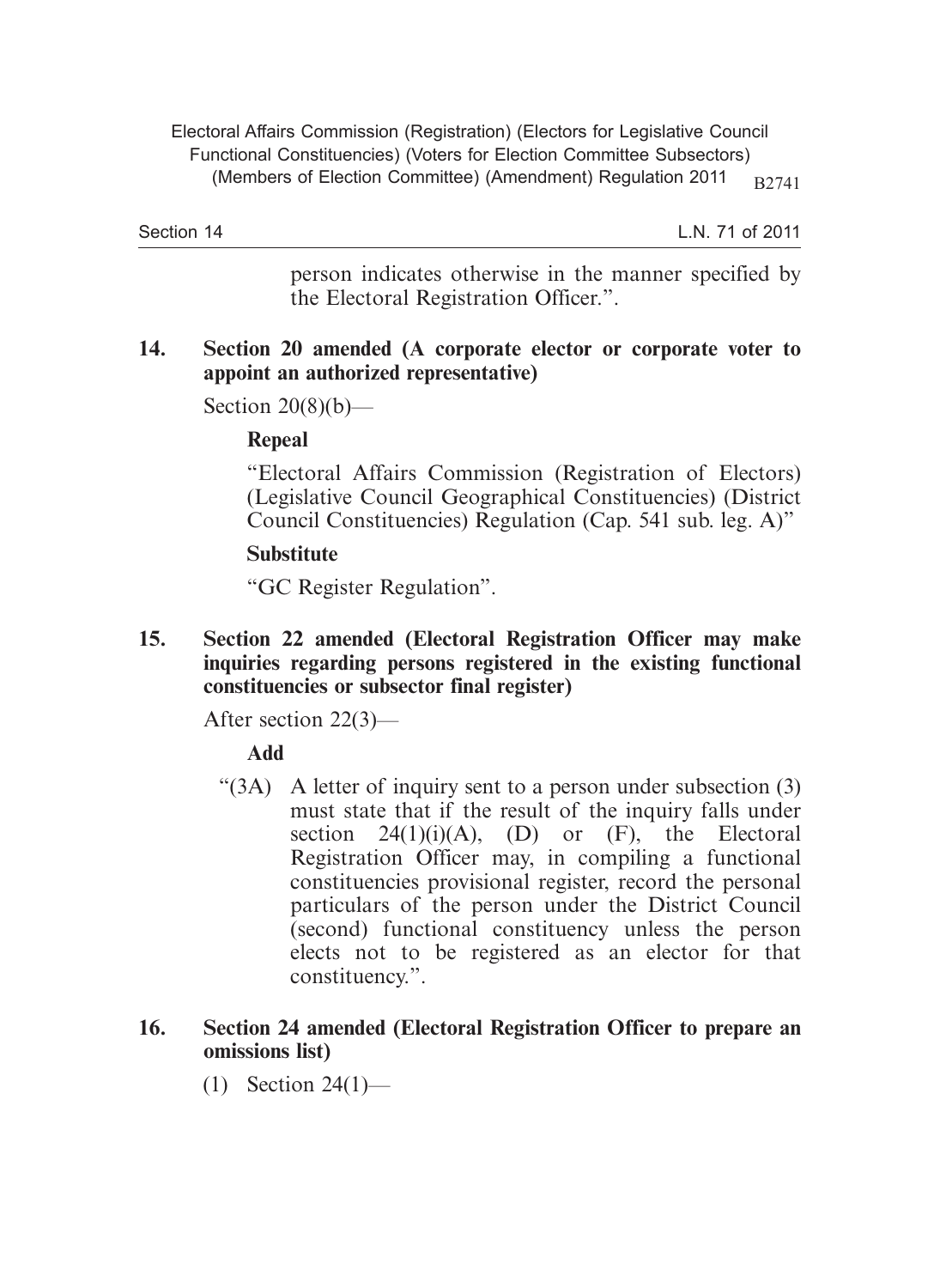person indicates otherwise in the manner specified by the Electoral Registration Officer.".

**14. Section 20 amended (A corporate elector or corporate voter to appoint an authorized representative)**

Section 20(8)(b)—

**Repeal**

"Electoral Affairs Commission (Registration of Electors) (Legislative Council Geographical Constituencies) (District Council Constituencies) Regulation (Cap. 541 sub. leg. A)"

**Substitute**

"GC Register Regulation".

**15. Section 22 amended (Electoral Registration Officer may make inquiries regarding persons registered in the existing functional constituencies or subsector final register)**

After section 22(3)—

**Add**

"(3A) A letter of inquiry sent to a person under subsection (3) must state that if the result of the inquiry falls under section 24(1)(i)(A), (D) or (F), the Electoral Registration Officer may, in compiling a functional constituencies provisional register, record the personal particulars of the person under the District Council (second) functional constituency unless the person elects not to be registered as an elector for that constituency.".

**16. Section 24 amended (Electoral Registration Officer to prepare an omissions list)**

(1) Section 24(1)—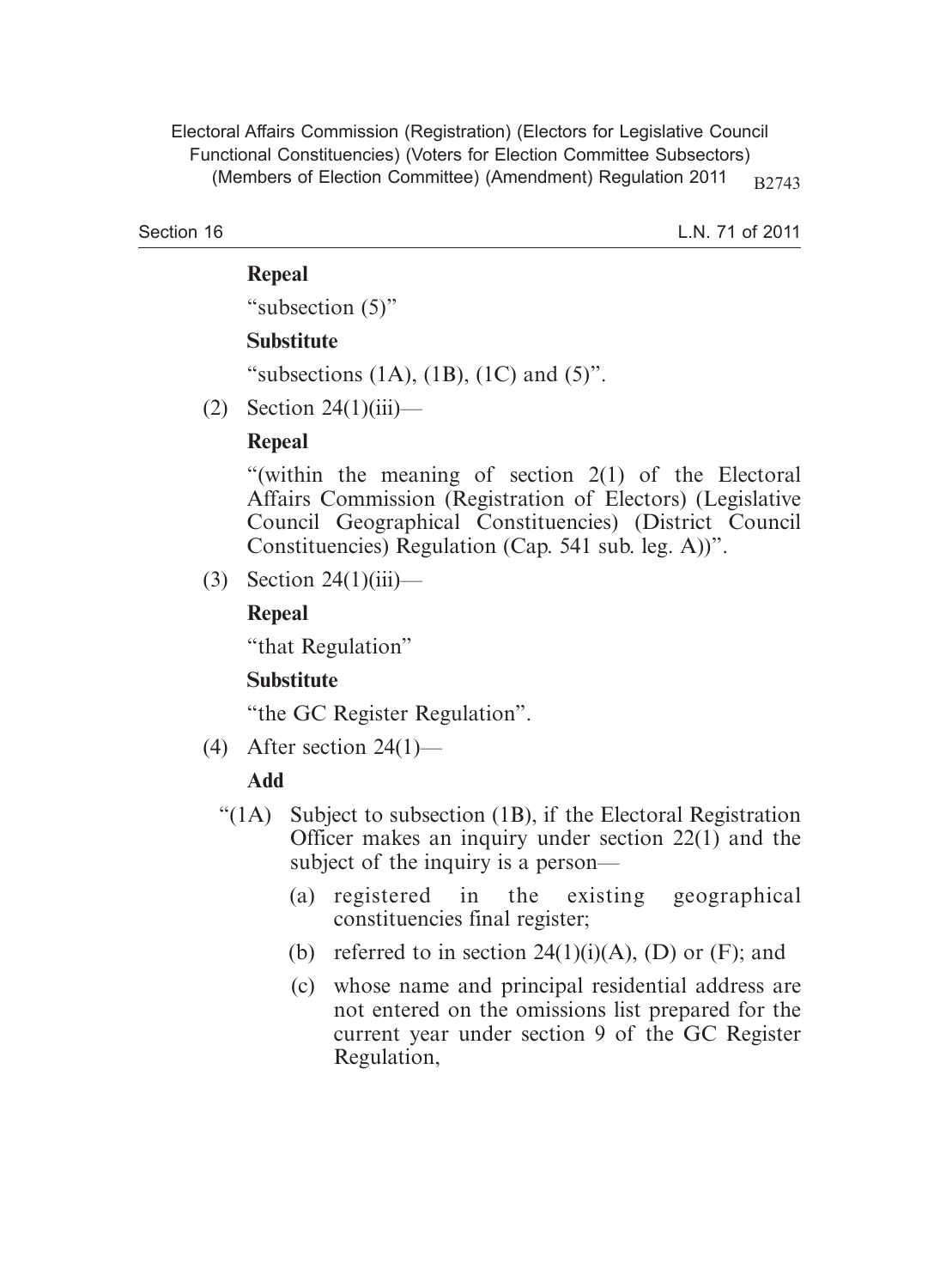**Repeal**

"subsection (5)"

**Substitute**

"subsections (1A), (1B), (1C) and (5)".

(2) Section 24(1)(iii)—

**Repeal**

"(within the meaning of section 2(1) of the Electoral Affairs Commission (Registration of Electors) (Legislative Council Geographical Constituencies) (District Council Constituencies) Regulation (Cap. 541 sub. leg. A))".

(3) Section 24(1)(iii)—

**Repeal**

"that Regulation"

**Substitute**

"the GC Register Regulation".

(4) After section 24(1)—

**Add**

"(1A) Subject to subsection (1B), if the Electoral Registration Officer makes an inquiry under section 22(1) and the subject of the inquiry is a person—

(a) registered in the existing geographical constituencies final register;

(b) referred to in section 24(1)(i)(A), (D) or (F); and

(c) whose name and principal residential address are not entered on the omissions list prepared for the current year under section 9 of the GC Register Regulation,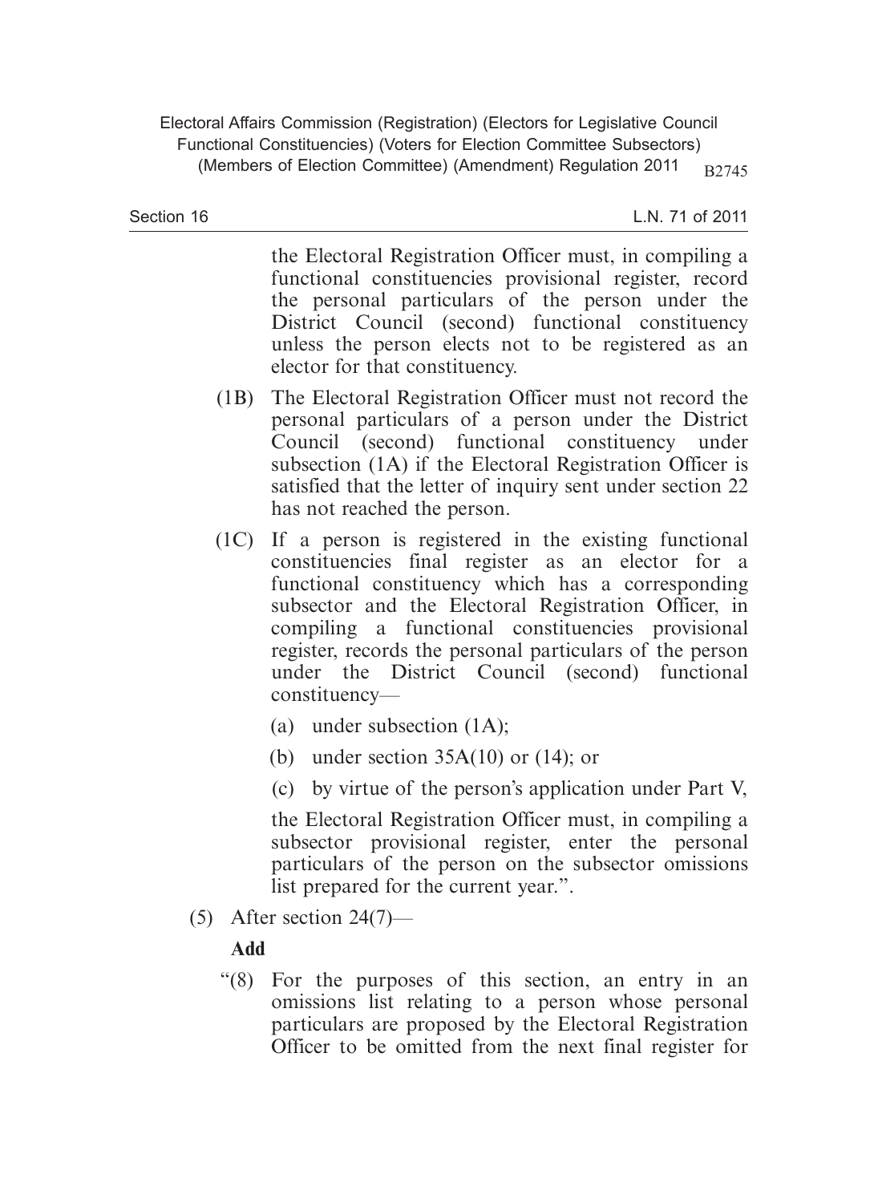the Electoral Registration Officer must, in compiling a functional constituencies provisional register, record the personal particulars of the person under the District Council (second) functional constituency unless the person elects not to be registered as an elector for that constituency.

(1B) The Electoral Registration Officer must not record the personal particulars of a person under the District Council (second) functional constituency under subsection (1A) if the Electoral Registration Officer is satisfied that the letter of inquiry sent under section 22 has not reached the person.

(1C) If a person is registered in the existing functional constituencies final register as an elector for a functional constituency which has a corresponding subsector and the Electoral Registration Officer, in compiling a functional constituencies provisional register, records the personal particulars of the person under the District Council (second) functional constituency—

(a) under subsection (1A);

(b) under section 35A(10) or (14); or

(c) by virtue of the person's application under Part V,

the Electoral Registration Officer must, in compiling a subsector provisional register, enter the personal particulars of the person on the subsector omissions list prepared for the current year.".

(5) After section 24(7)—

**Add**

"(8) For the purposes of this section, an entry in an omissions list relating to a person whose personal particulars are proposed by the Electoral Registration Officer to be omitted from the next final register for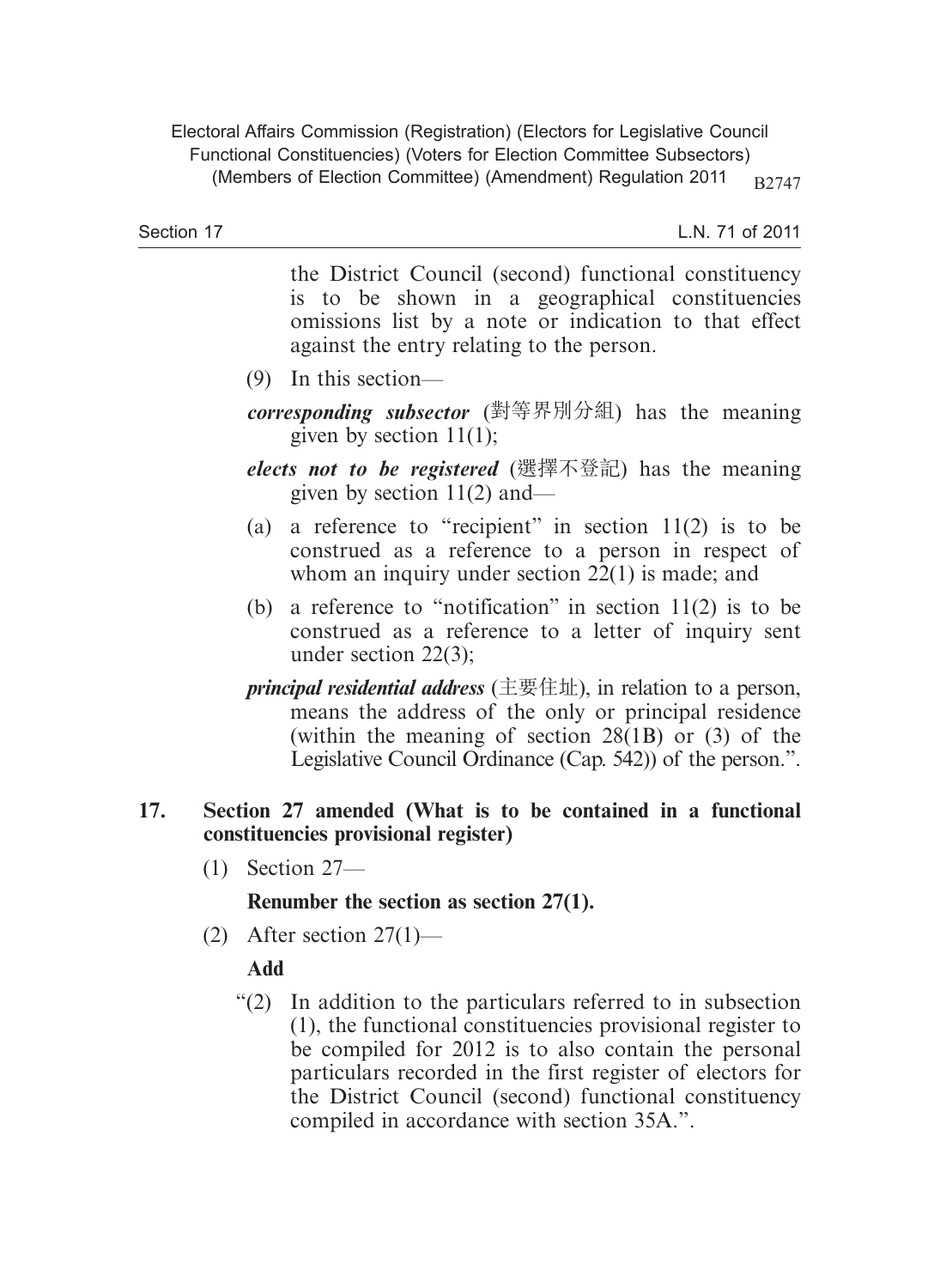the District Council (second) functional constituency is to be shown in a geographical constituencies omissions list by a note or indication to that effect against the entry relating to the person.

(9) In this section—

***corresponding subsector*** (對等界別分組) has the meaning given by section 11(1);

***elects not to be registered*** (選擇不登記) has the meaning given by section 11(2) and—

(a) a reference to "recipient" in section 11(2) is to be construed as a reference to a person in respect of whom an inquiry under section 22(1) is made; and

(b) a reference to "notification" in section 11(2) is to be construed as a reference to a letter of inquiry sent under section 22(3);

***principal residential address*** (主要住址), in relation to a person, means the address of the only or principal residence (within the meaning of section 28(1B) or (3) of the Legislative Council Ordinance (Cap. 542)) of the person.".

**17. Section 27 amended (What is to be contained in a functional constituencies provisional register)**

(1) Section 27—

**Renumber the section as section 27(1).**

(2) After section 27(1)—

**Add**

"(2) In addition to the particulars referred to in subsection (1), the functional constituencies provisional register to be compiled for 2012 is to also contain the personal particulars recorded in the first register of electors for the District Council (second) functional constituency compiled in accordance with section 35A.".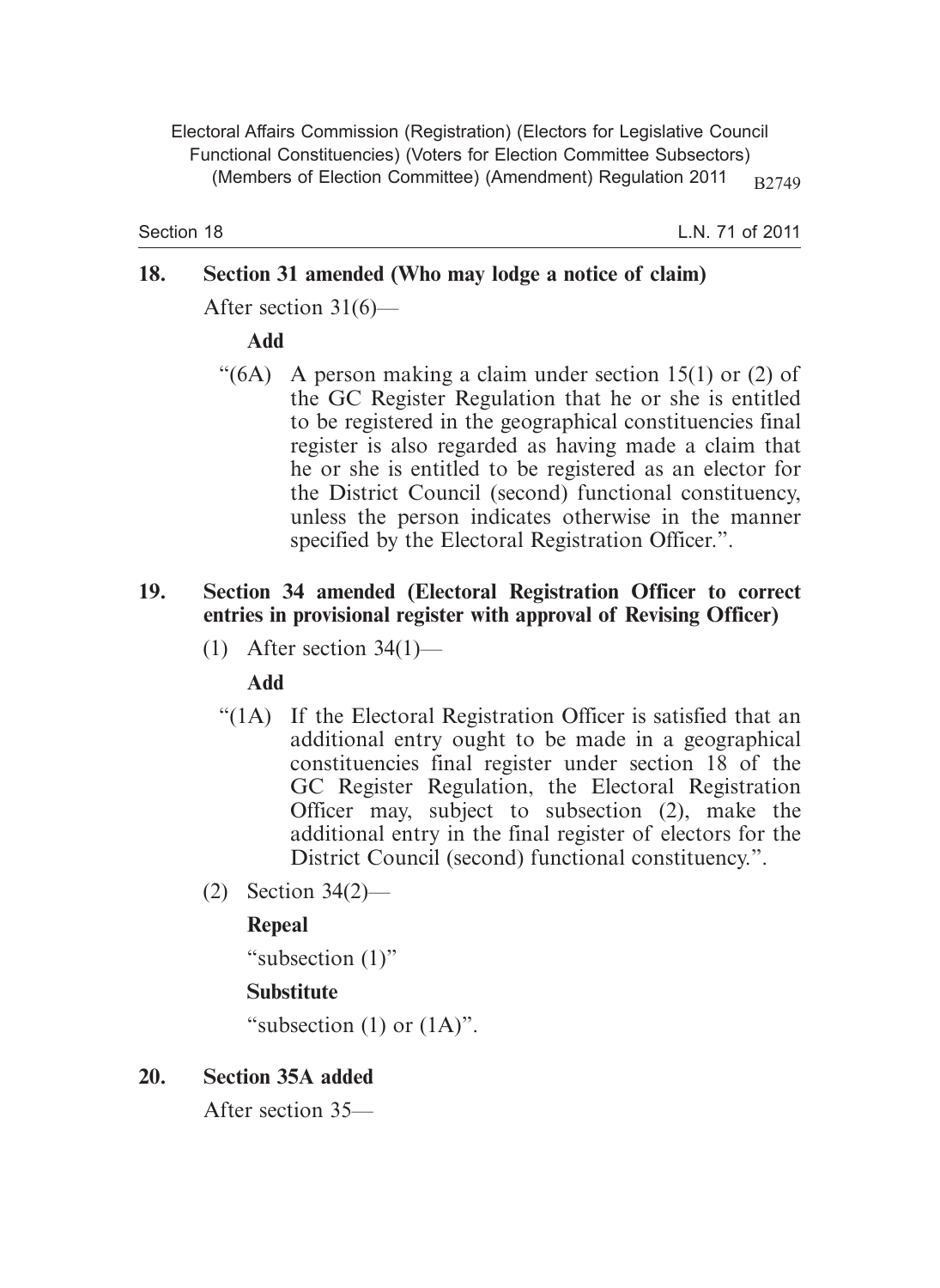## 18. Section 31 amended (Who may lodge a notice of claim)

After section 31(6)—

**Add**

"(6A) A person making a claim under section 15(1) or (2) of the GC Register Regulation that he or she is entitled to be registered in the geographical constituencies final register is also regarded as having made a claim that he or she is entitled to be registered as an elector for the District Council (second) functional constituency, unless the person indicates otherwise in the manner specified by the Electoral Registration Officer.".

## 19. Section 34 amended (Electoral Registration Officer to correct entries in provisional register with approval of Revising Officer)

(1) After section 34(1)—

**Add**

"(1A) If the Electoral Registration Officer is satisfied that an additional entry ought to be made in a geographical constituencies final register under section 18 of the GC Register Regulation, the Electoral Registration Officer may, subject to subsection (2), make the additional entry in the final register of electors for the District Council (second) functional constituency.".

(2) Section 34(2)—

**Repeal**

"subsection (1)"

**Substitute**

"subsection (1) or (1A)".

## 20. Section 35A added

After section 35—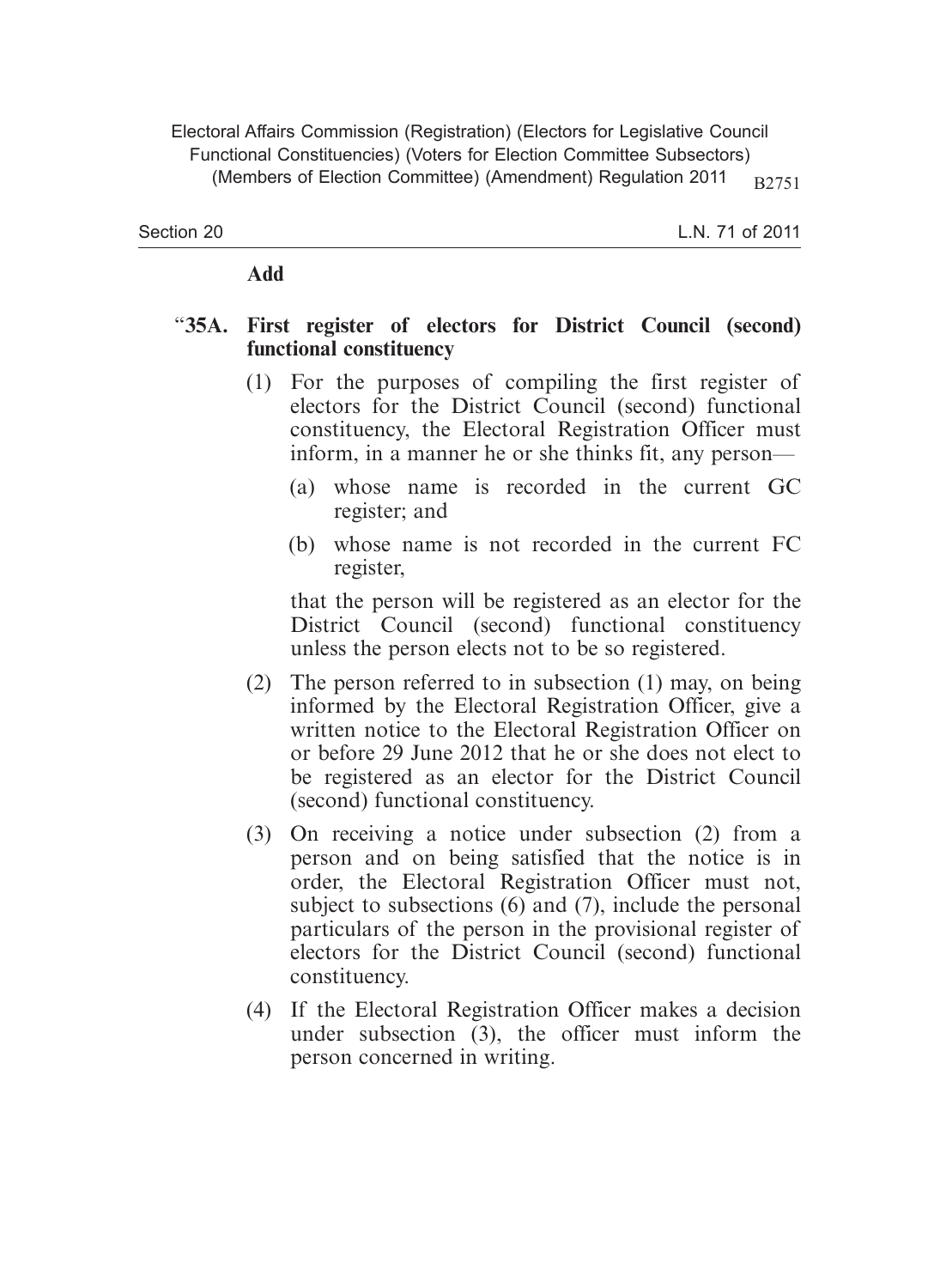**Add**

**"35A. First register of electors for District Council (second) functional constituency**

(1) For the purposes of compiling the first register of electors for the District Council (second) functional constituency, the Electoral Registration Officer must inform, in a manner he or she thinks fit, any person—

(a) whose name is recorded in the current GC register; and

(b) whose name is not recorded in the current FC register,

that the person will be registered as an elector for the District Council (second) functional constituency unless the person elects not to be so registered.

(2) The person referred to in subsection (1) may, on being informed by the Electoral Registration Officer, give a written notice to the Electoral Registration Officer on or before 29 June 2012 that he or she does not elect to be registered as an elector for the District Council (second) functional constituency.

(3) On receiving a notice under subsection (2) from a person and on being satisfied that the notice is in order, the Electoral Registration Officer must not, subject to subsections (6) and (7), include the personal particulars of the person in the provisional register of electors for the District Council (second) functional constituency.

(4) If the Electoral Registration Officer makes a decision under subsection (3), the officer must inform the person concerned in writing.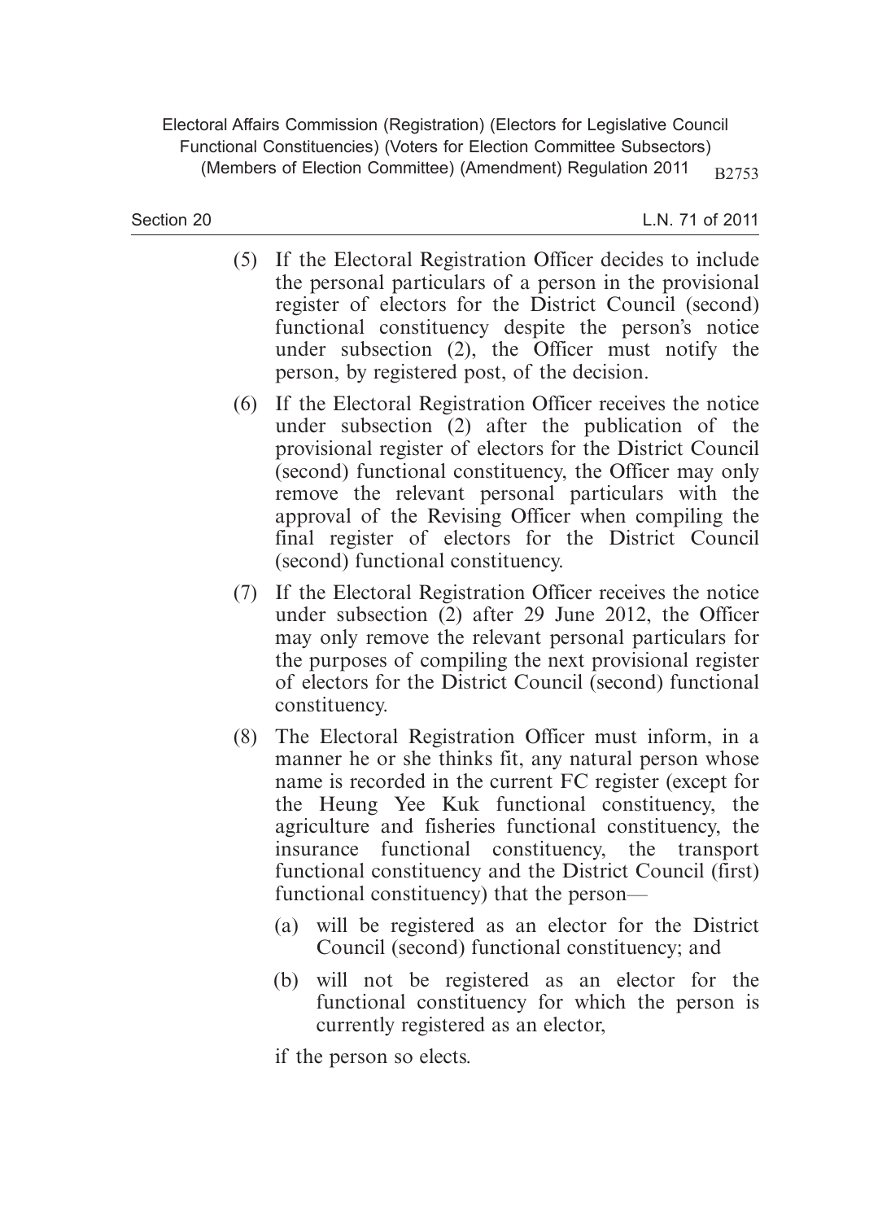(5) If the Electoral Registration Officer decides to include the personal particulars of a person in the provisional register of electors for the District Council (second) functional constituency despite the person's notice under subsection (2), the Officer must notify the person, by registered post, of the decision.

(6) If the Electoral Registration Officer receives the notice under subsection (2) after the publication of the provisional register of electors for the District Council (second) functional constituency, the Officer may only remove the relevant personal particulars with the approval of the Revising Officer when compiling the final register of electors for the District Council (second) functional constituency.

(7) If the Electoral Registration Officer receives the notice under subsection (2) after 29 June 2012, the Officer may only remove the relevant personal particulars for the purposes of compiling the next provisional register of electors for the District Council (second) functional constituency.

(8) The Electoral Registration Officer must inform, in a manner he or she thinks fit, any natural person whose name is recorded in the current FC register (except for the Heung Yee Kuk functional constituency, the agriculture and fisheries functional constituency, the insurance functional constituency, the transport functional constituency and the District Council (first) functional constituency) that the person—

   (a) will be registered as an elector for the District Council (second) functional constituency; and

   (b) will not be registered as an elector for the functional constituency for which the person is currently registered as an elector,

   if the person so elects.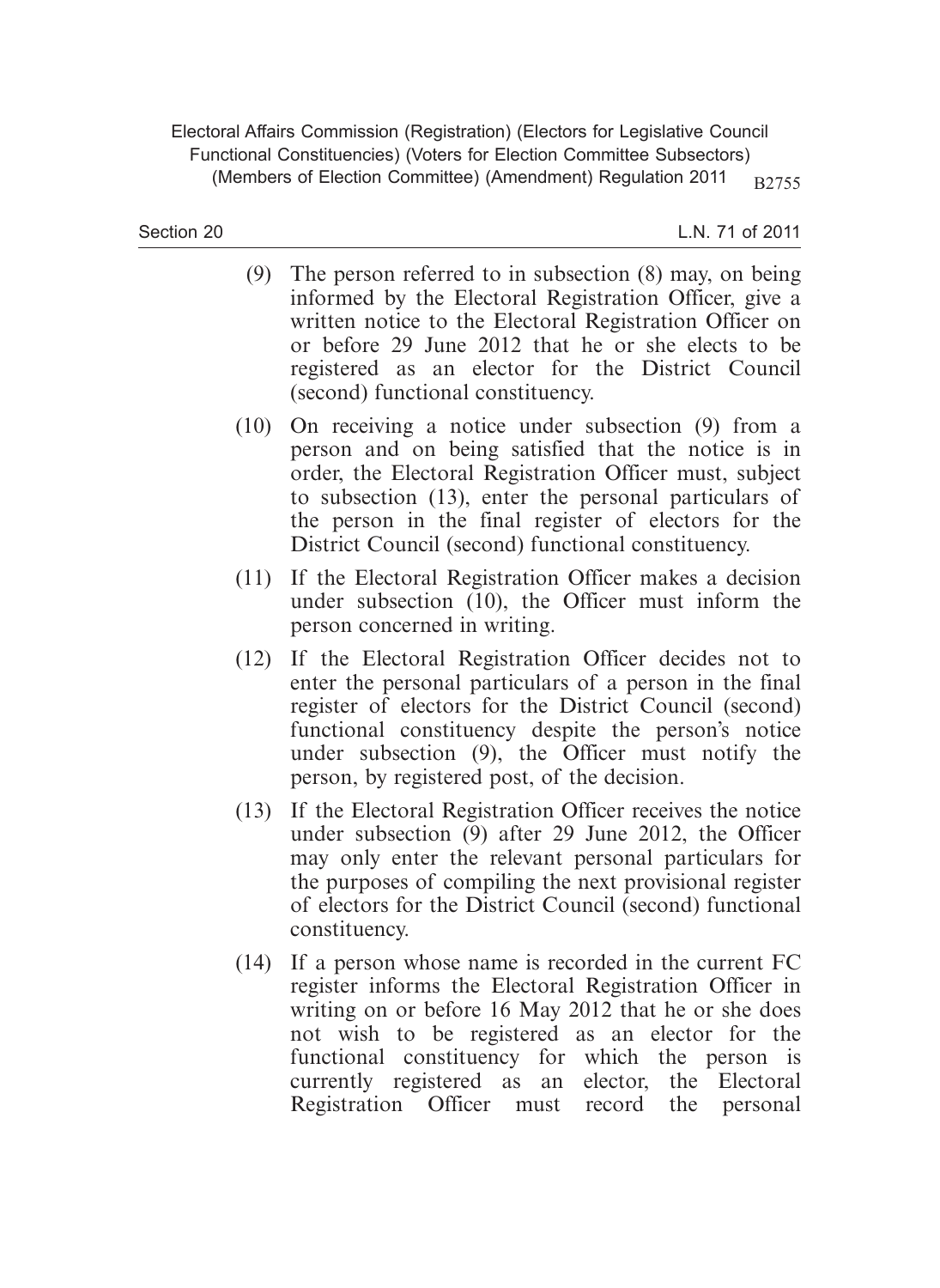(9) The person referred to in subsection (8) may, on being informed by the Electoral Registration Officer, give a written notice to the Electoral Registration Officer on or before 29 June 2012 that he or she elects to be registered as an elector for the District Council (second) functional constituency.

(10) On receiving a notice under subsection (9) from a person and on being satisfied that the notice is in order, the Electoral Registration Officer must, subject to subsection (13), enter the personal particulars of the person in the final register of electors for the District Council (second) functional constituency.

(11) If the Electoral Registration Officer makes a decision under subsection (10), the Officer must inform the person concerned in writing.

(12) If the Electoral Registration Officer decides not to enter the personal particulars of a person in the final register of electors for the District Council (second) functional constituency despite the person's notice under subsection (9), the Officer must notify the person, by registered post, of the decision.

(13) If the Electoral Registration Officer receives the notice under subsection (9) after 29 June 2012, the Officer may only enter the relevant personal particulars for the purposes of compiling the next provisional register of electors for the District Council (second) functional constituency.

(14) If a person whose name is recorded in the current FC register informs the Electoral Registration Officer in writing on or before 16 May 2012 that he or she does not wish to be registered as an elector for the functional constituency for which the person is currently registered as an elector, the Electoral Registration Officer must record the personal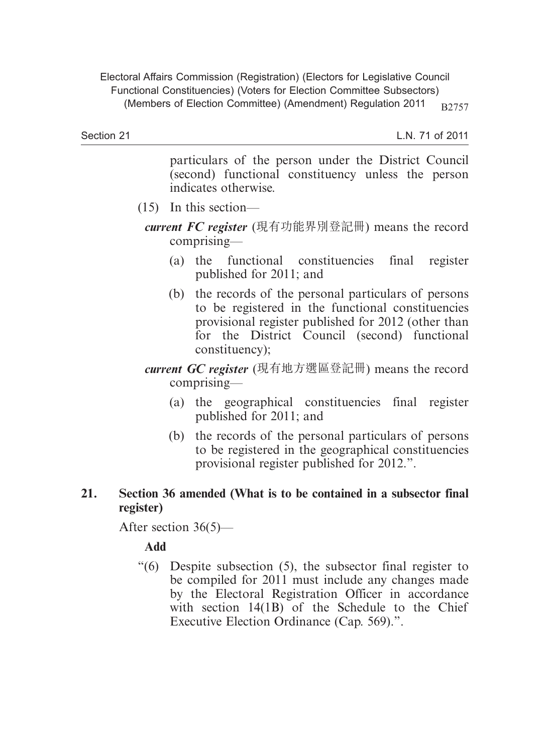particulars of the person under the District Council (second) functional constituency unless the person indicates otherwise.

(15) In this section—

***current FC register*** (現有功能界別登記冊) means the record comprising—

(a) the functional constituencies final register published for 2011; and

(b) the records of the personal particulars of persons to be registered in the functional constituencies provisional register published for 2012 (other than for the District Council (second) functional constituency);

***current GC register*** (現有地方選區登記冊) means the record comprising—

(a) the geographical constituencies final register published for 2011; and

(b) the records of the personal particulars of persons to be registered in the geographical constituencies provisional register published for 2012.".

## 21. Section 36 amended (What is to be contained in a subsector final register)

After section 36(5)—

**Add**

"(6) Despite subsection (5), the subsector final register to be compiled for 2011 must include any changes made by the Electoral Registration Officer in accordance with section 14(1B) of the Schedule to the Chief Executive Election Ordinance (Cap. 569).".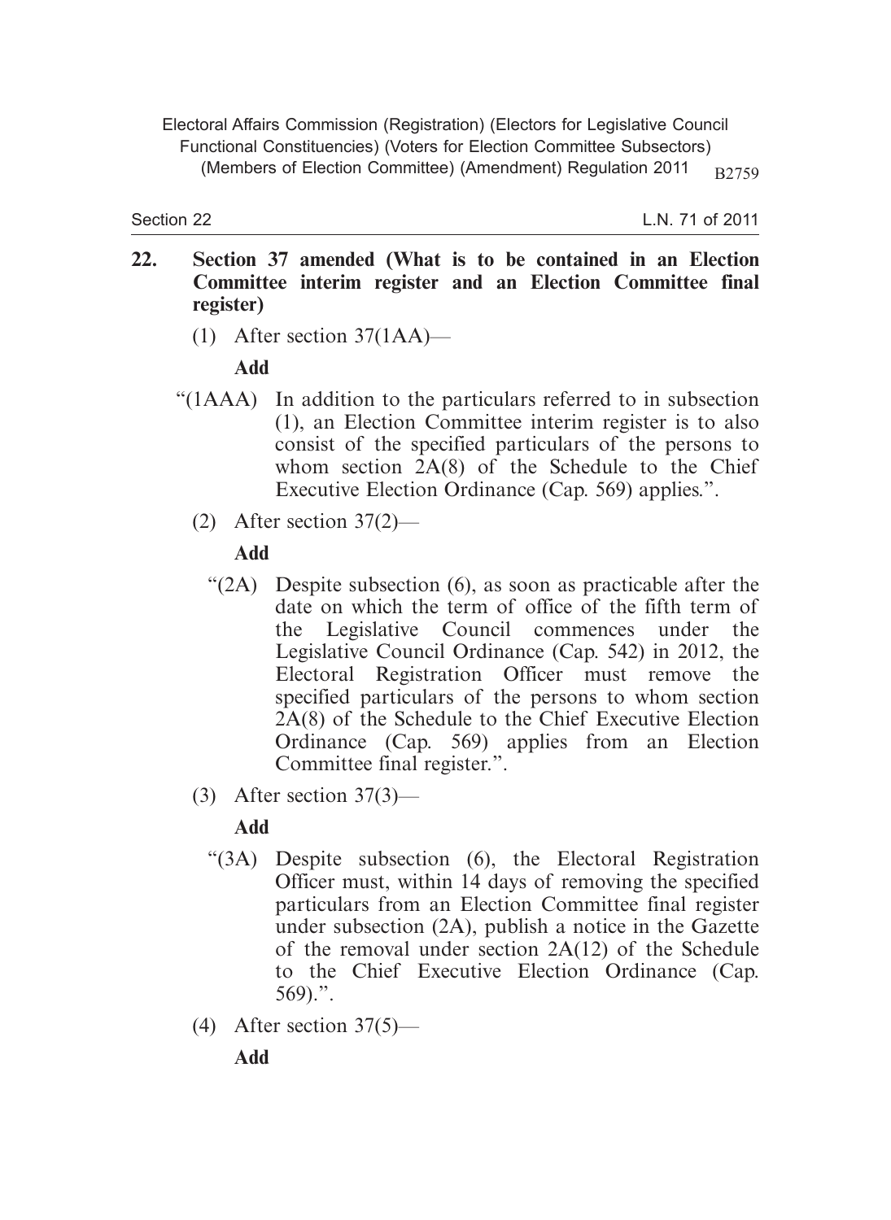**22. Section 37 amended (What is to be contained in an Election Committee interim register and an Election Committee final register)**

(1) After section 37(1AA)—

**Add**

"(1AAA) In addition to the particulars referred to in subsection (1), an Election Committee interim register is to also consist of the specified particulars of the persons to whom section 2A(8) of the Schedule to the Chief Executive Election Ordinance (Cap. 569) applies.".

(2) After section 37(2)—

**Add**

"(2A) Despite subsection (6), as soon as practicable after the date on which the term of office of the fifth term of the Legislative Council commences under the Legislative Council Ordinance (Cap. 542) in 2012, the Electoral Registration Officer must remove the specified particulars of the persons to whom section 2A(8) of the Schedule to the Chief Executive Election Ordinance (Cap. 569) applies from an Election Committee final register.".

(3) After section 37(3)—

**Add**

"(3A) Despite subsection (6), the Electoral Registration Officer must, within 14 days of removing the specified particulars from an Election Committee final register under subsection (2A), publish a notice in the Gazette of the removal under section 2A(12) of the Schedule to the Chief Executive Election Ordinance (Cap. 569).".

(4) After section 37(5)—

**Add**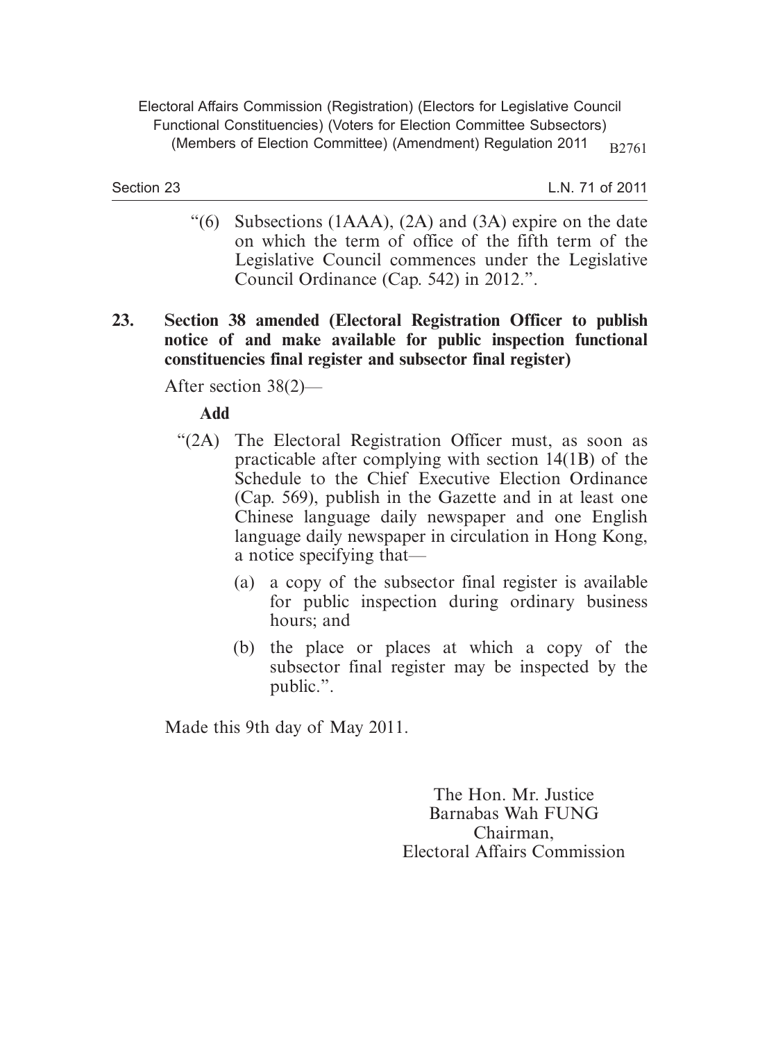"(6) Subsections (1AAA), (2A) and (3A) expire on the date on which the term of office of the fifth term of the Legislative Council commences under the Legislative Council Ordinance (Cap. 542) in 2012.".

**23. Section 38 amended (Electoral Registration Officer to publish notice of and make available for public inspection functional constituencies final register and subsector final register)**

After section 38(2)—

**Add**

"(2A) The Electoral Registration Officer must, as soon as practicable after complying with section 14(1B) of the Schedule to the Chief Executive Election Ordinance (Cap. 569), publish in the Gazette and in at least one Chinese language daily newspaper and one English language daily newspaper in circulation in Hong Kong, a notice specifying that—

(a) a copy of the subsector final register is available for public inspection during ordinary business hours; and

(b) the place or places at which a copy of the subsector final register may be inspected by the public.".

Made this 9th day of May 2011.

The Hon. Mr. Justice
Barnabas Wah FUNG
Chairman,
Electoral Affairs Commission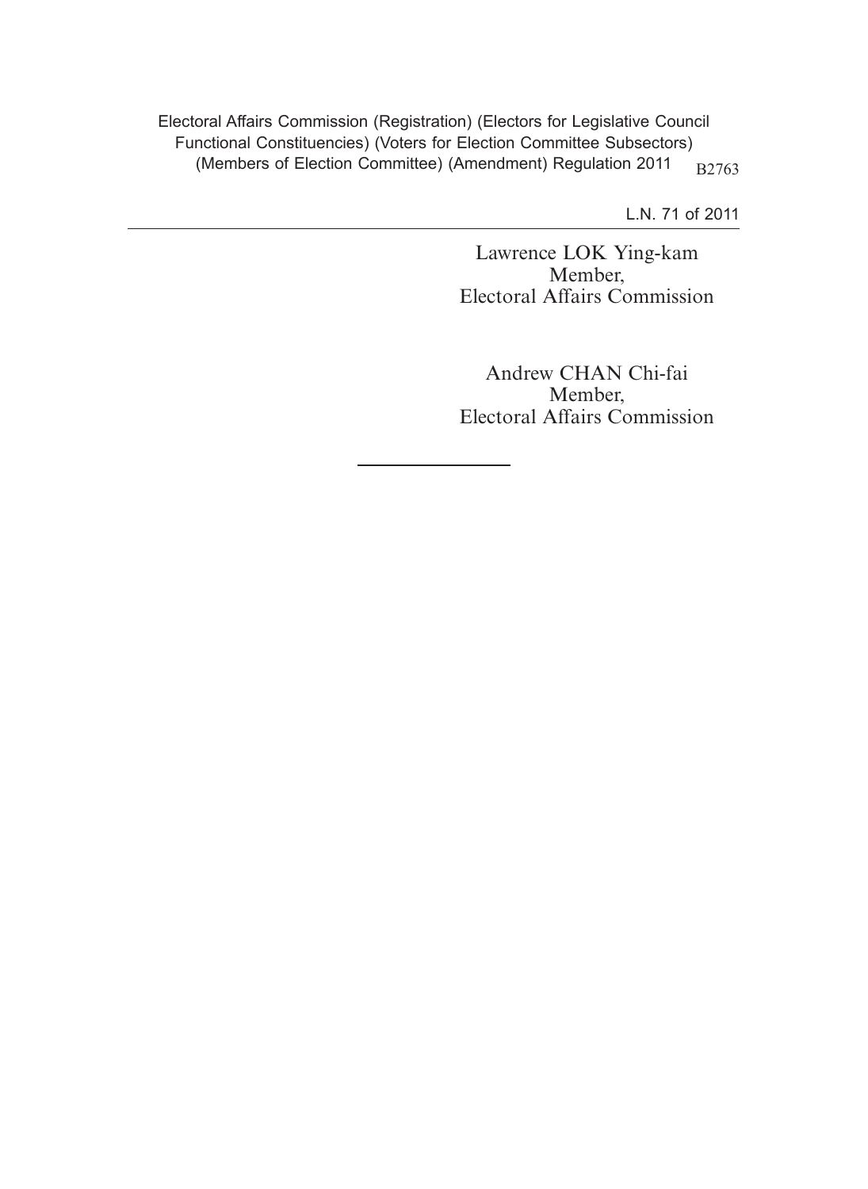Lawrence LOK Ying-kam
Member,
Electoral Affairs Commission

Andrew CHAN Chi-fai
Member,
Electoral Affairs Commission

---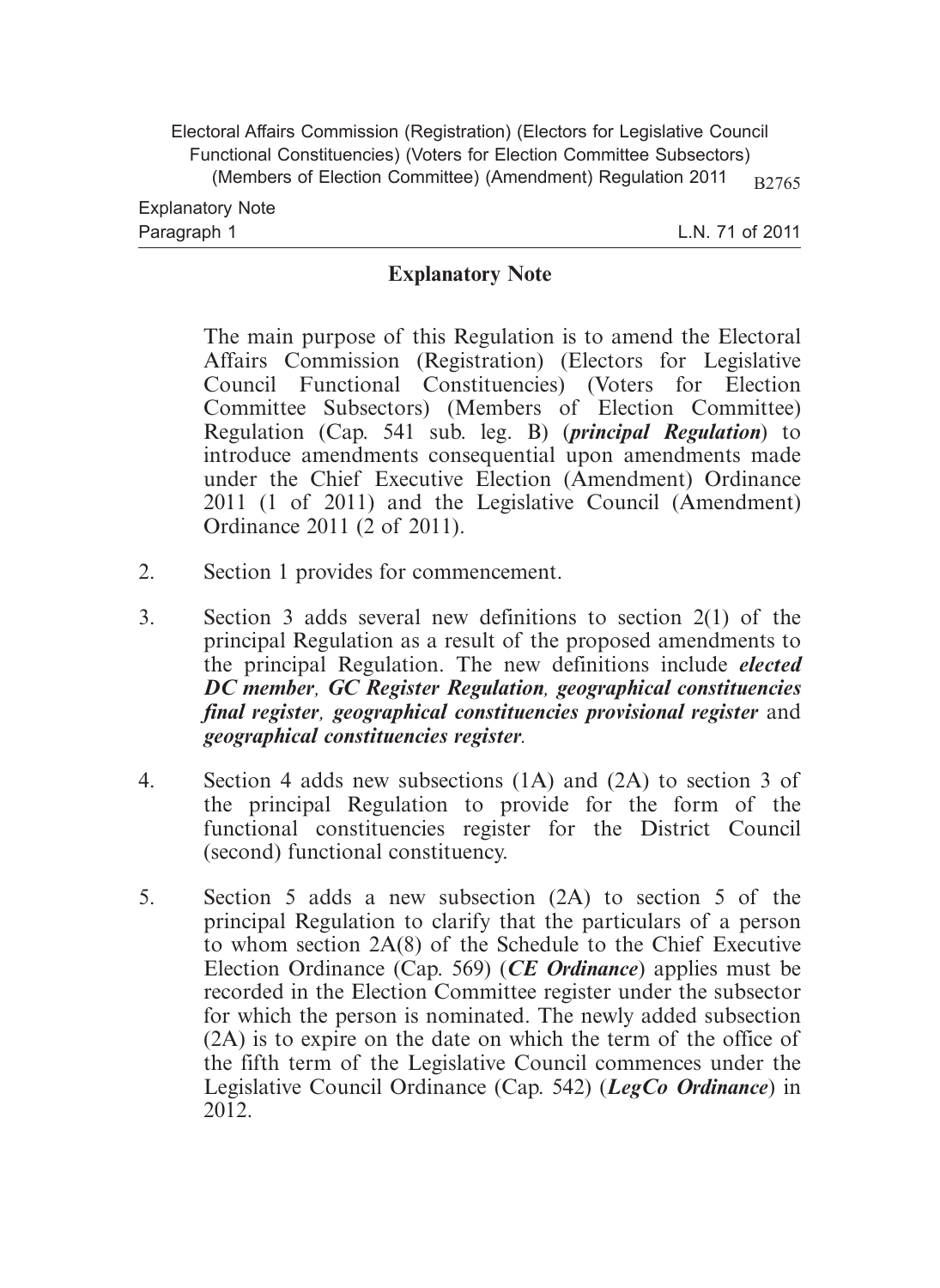## Explanatory Note

The main purpose of this Regulation is to amend the Electoral Affairs Commission (Registration) (Electors for Legislative Council Functional Constituencies) (Voters for Election Committee Subsectors) (Members of Election Committee) Regulation (Cap. 541 sub. leg. B) (***principal Regulation***) to introduce amendments consequential upon amendments made under the Chief Executive Election (Amendment) Ordinance 2011 (1 of 2011) and the Legislative Council (Amendment) Ordinance 2011 (2 of 2011).

2. Section 1 provides for commencement.

3. Section 3 adds several new definitions to section 2(1) of the principal Regulation as a result of the proposed amendments to the principal Regulation. The new definitions include ***elected DC member***, ***GC Register Regulation***, ***geographical constituencies final register***, ***geographical constituencies provisional register*** and ***geographical constituencies register***.

4. Section 4 adds new subsections (1A) and (2A) to section 3 of the principal Regulation to provide for the form of the functional constituencies register for the District Council (second) functional constituency.

5. Section 5 adds a new subsection (2A) to section 5 of the principal Regulation to clarify that the particulars of a person to whom section 2A(8) of the Schedule to the Chief Executive Election Ordinance (Cap. 569) (***CE Ordinance***) applies must be recorded in the Election Committee register under the subsector for which the person is nominated. The newly added subsection (2A) is to expire on the date on which the term of the office of the fifth term of the Legislative Council commences under the Legislative Council Ordinance (Cap. 542) (***LegCo Ordinance***) in 2012.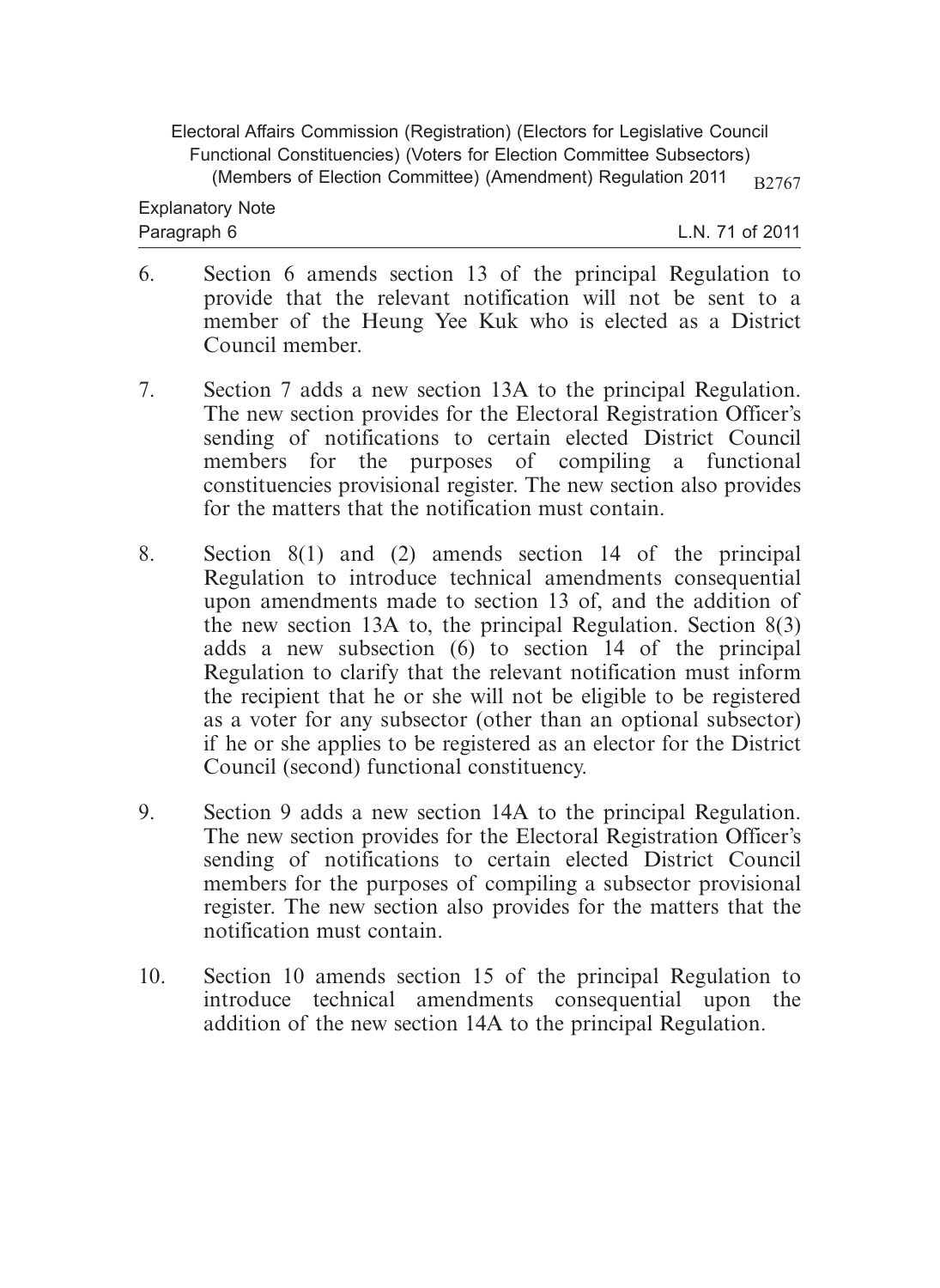6. Section 6 amends section 13 of the principal Regulation to provide that the relevant notification will not be sent to a member of the Heung Yee Kuk who is elected as a District Council member.

7. Section 7 adds a new section 13A to the principal Regulation. The new section provides for the Electoral Registration Officer's sending of notifications to certain elected District Council members for the purposes of compiling a functional constituencies provisional register. The new section also provides for the matters that the notification must contain.

8. Section 8(1) and (2) amends section 14 of the principal Regulation to introduce technical amendments consequential upon amendments made to section 13 of, and the addition of the new section 13A to, the principal Regulation. Section 8(3) adds a new subsection (6) to section 14 of the principal Regulation to clarify that the relevant notification must inform the recipient that he or she will not be eligible to be registered as a voter for any subsector (other than an optional subsector) if he or she applies to be registered as an elector for the District Council (second) functional constituency.

9. Section 9 adds a new section 14A to the principal Regulation. The new section provides for the Electoral Registration Officer's sending of notifications to certain elected District Council members for the purposes of compiling a subsector provisional register. The new section also provides for the matters that the notification must contain.

10. Section 10 amends section 15 of the principal Regulation to introduce technical amendments consequential upon the addition of the new section 14A to the principal Regulation.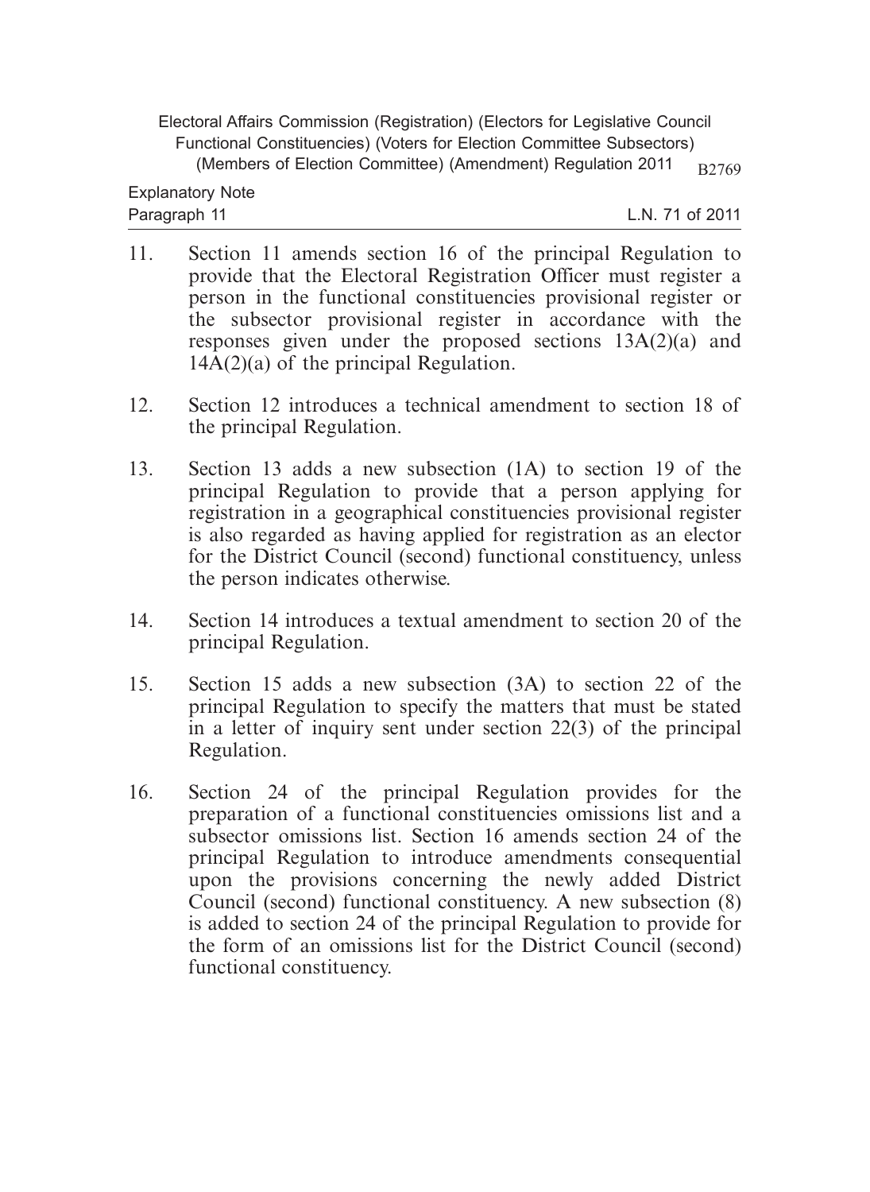11. Section 11 amends section 16 of the principal Regulation to provide that the Electoral Registration Officer must register a person in the functional constituencies provisional register or the subsector provisional register in accordance with the responses given under the proposed sections 13A(2)(a) and 14A(2)(a) of the principal Regulation.

12. Section 12 introduces a technical amendment to section 18 of the principal Regulation.

13. Section 13 adds a new subsection (1A) to section 19 of the principal Regulation to provide that a person applying for registration in a geographical constituencies provisional register is also regarded as having applied for registration as an elector for the District Council (second) functional constituency, unless the person indicates otherwise.

14. Section 14 introduces a textual amendment to section 20 of the principal Regulation.

15. Section 15 adds a new subsection (3A) to section 22 of the principal Regulation to specify the matters that must be stated in a letter of inquiry sent under section 22(3) of the principal Regulation.

16. Section 24 of the principal Regulation provides for the preparation of a functional constituencies omissions list and a subsector omissions list. Section 16 amends section 24 of the principal Regulation to introduce amendments consequential upon the provisions concerning the newly added District Council (second) functional constituency. A new subsection (8) is added to section 24 of the principal Regulation to provide for the form of an omissions list for the District Council (second) functional constituency.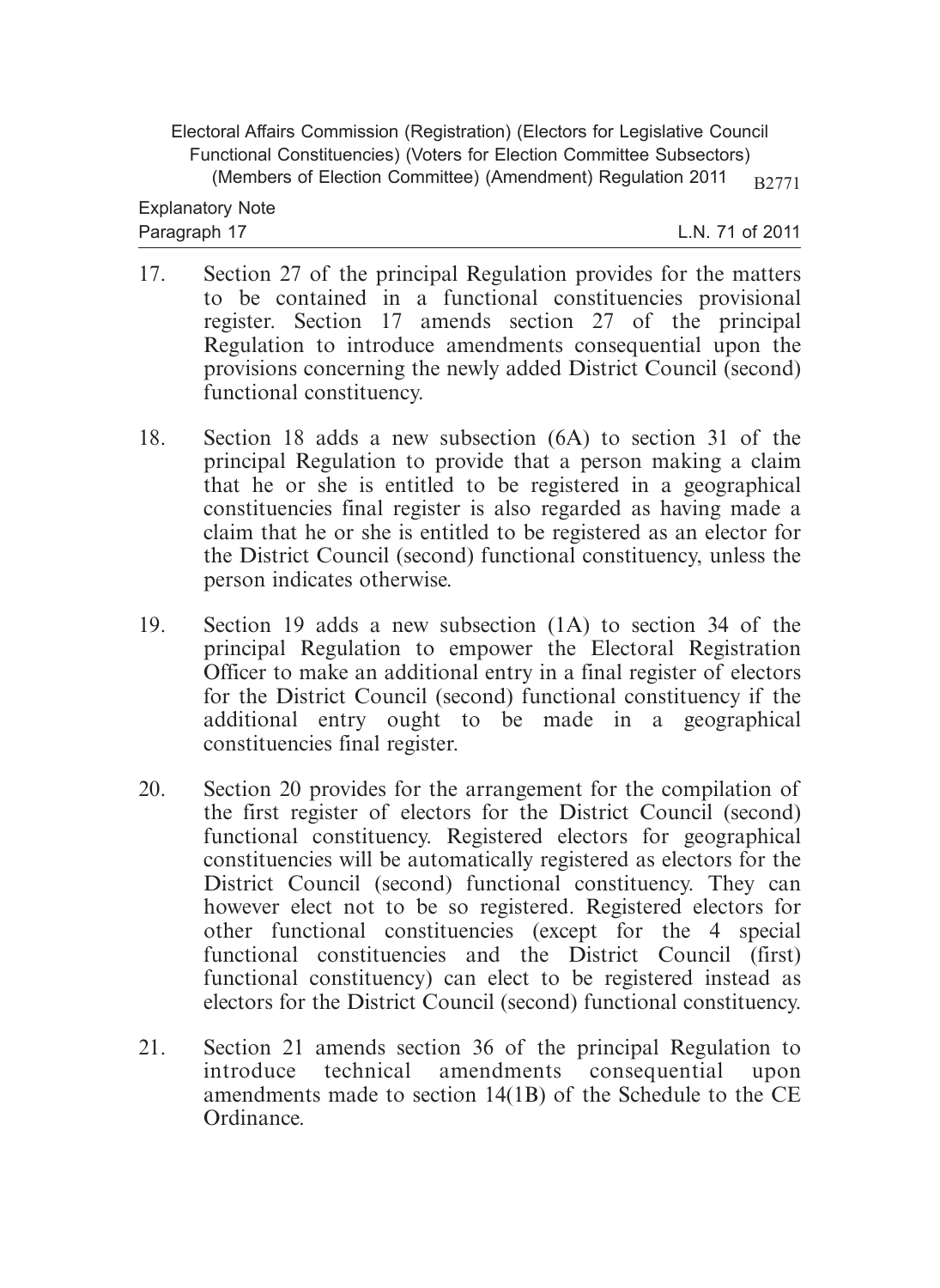17. Section 27 of the principal Regulation provides for the matters to be contained in a functional constituencies provisional register. Section 17 amends section 27 of the principal Regulation to introduce amendments consequential upon the provisions concerning the newly added District Council (second) functional constituency.

18. Section 18 adds a new subsection (6A) to section 31 of the principal Regulation to provide that a person making a claim that he or she is entitled to be registered in a geographical constituencies final register is also regarded as having made a claim that he or she is entitled to be registered as an elector for the District Council (second) functional constituency, unless the person indicates otherwise.

19. Section 19 adds a new subsection (1A) to section 34 of the principal Regulation to empower the Electoral Registration Officer to make an additional entry in a final register of electors for the District Council (second) functional constituency if the additional entry ought to be made in a geographical constituencies final register.

20. Section 20 provides for the arrangement for the compilation of the first register of electors for the District Council (second) functional constituency. Registered electors for geographical constituencies will be automatically registered as electors for the District Council (second) functional constituency. They can however elect not to be so registered. Registered electors for other functional constituencies (except for the 4 special functional constituencies and the District Council (first) functional constituency) can elect to be registered instead as electors for the District Council (second) functional constituency.

21. Section 21 amends section 36 of the principal Regulation to introduce technical amendments consequential upon amendments made to section 14(1B) of the Schedule to the CE Ordinance.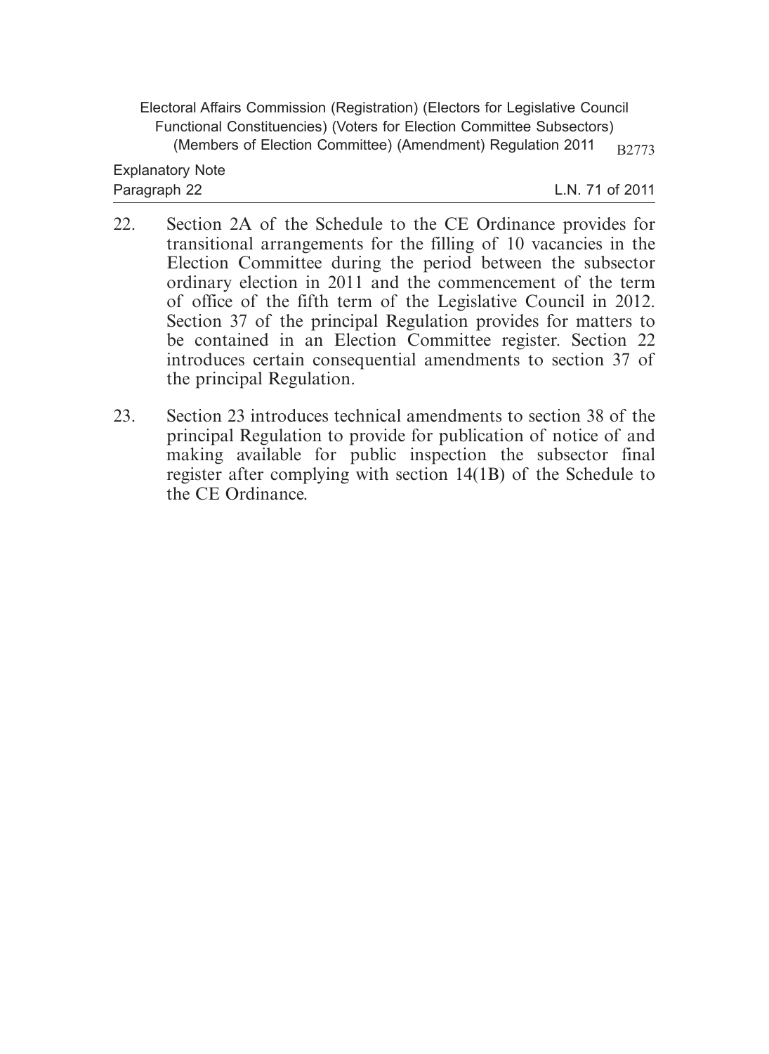22. Section 2A of the Schedule to the CE Ordinance provides for transitional arrangements for the filling of 10 vacancies in the Election Committee during the period between the subsector ordinary election in 2011 and the commencement of the term of office of the fifth term of the Legislative Council in 2012. Section 37 of the principal Regulation provides for matters to be contained in an Election Committee register. Section 22 introduces certain consequential amendments to section 37 of the principal Regulation.

23. Section 23 introduces technical amendments to section 38 of the principal Regulation to provide for publication of notice of and making available for public inspection the subsector final register after complying with section 14(1B) of the Schedule to the CE Ordinance.